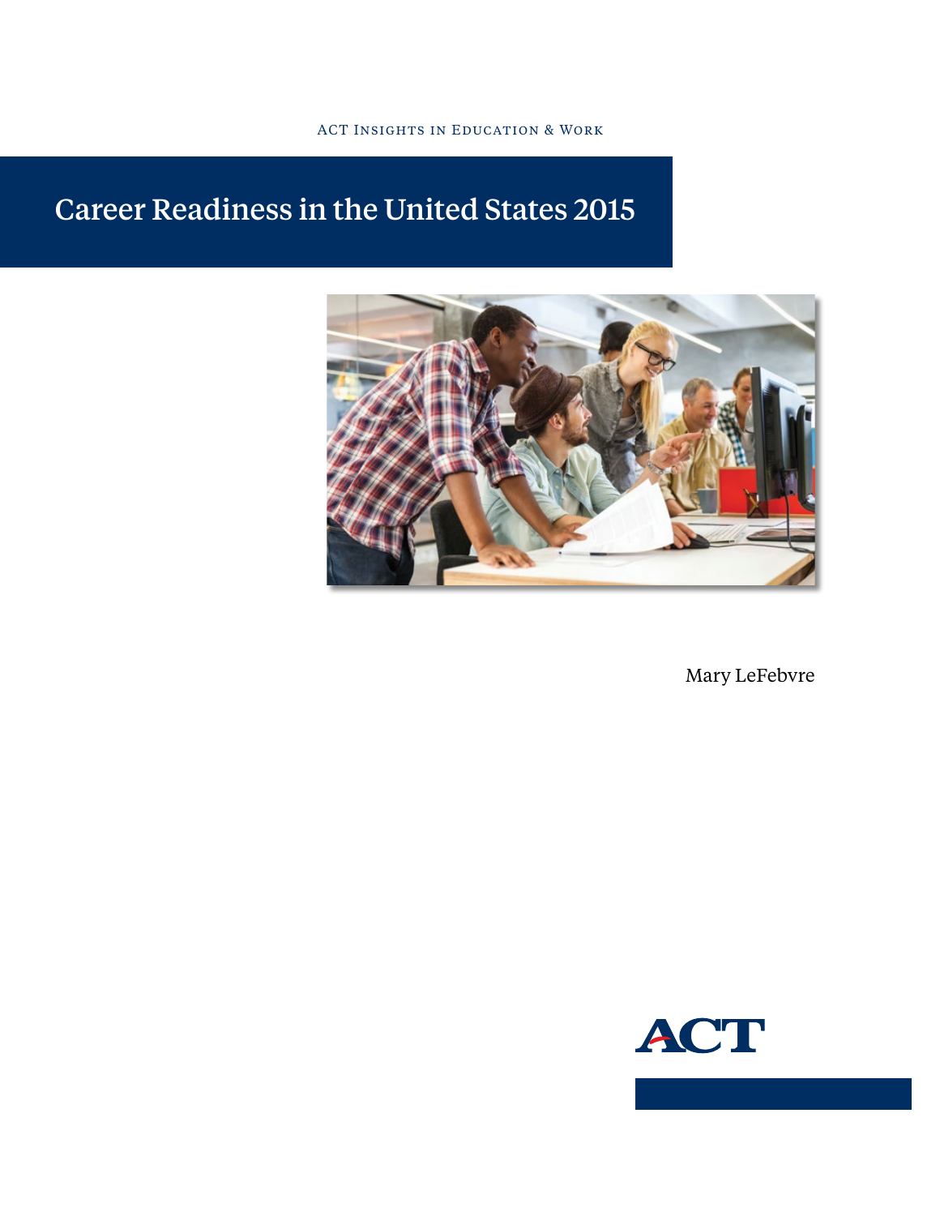ACT Insights in Education & Work

# Career Readiness in the United States 2015

Mary LeFebvre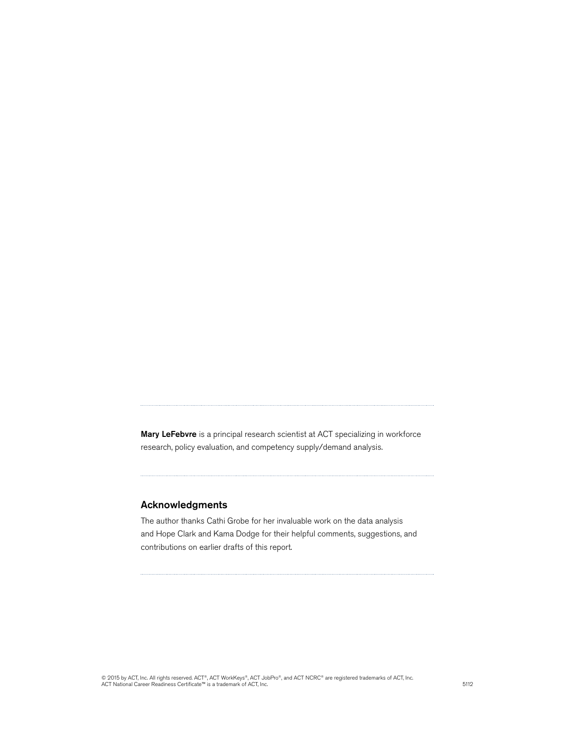**Mary LeFebvre** is a principal research scientist at ACT specializing in workforce research, policy evaluation, and competency supply/demand analysis.

## Acknowledgments

The author thanks Cathi Grobe for her invaluable work on the data analysis and Hope Clark and Kama Dodge for their helpful comments, suggestions, and contributions on earlier drafts of this report.

© 2015 by ACT, Inc. All rights reserved. ACT®, ACT WorkKeys®, ACT JobPro®, and ACT NCRC® are registered trademarks of ACT, Inc.
ACT National Career Readiness Certificate™ is a trademark of ACT, Inc.

5112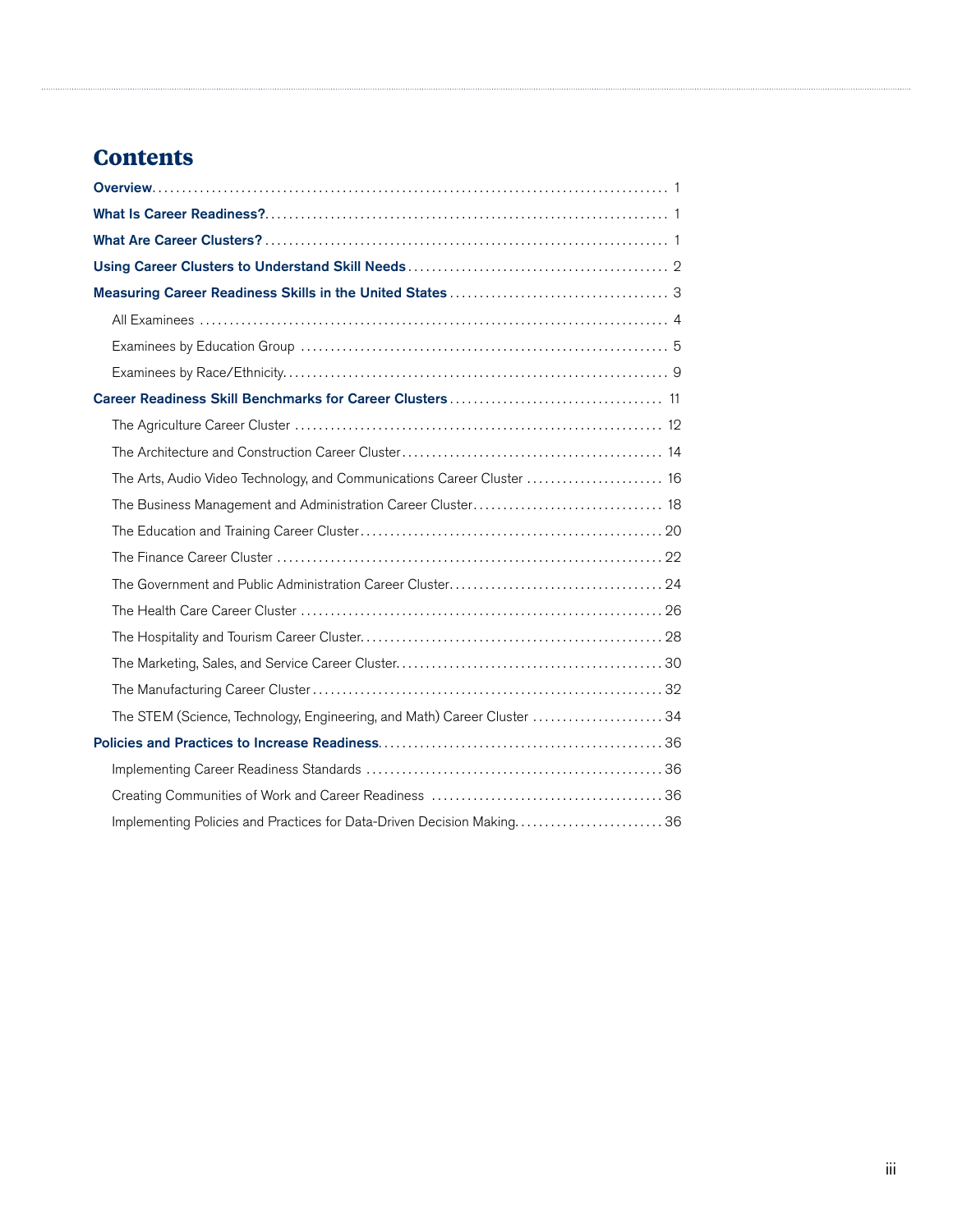# Contents

**Overview** ........ 1

**What Is Career Readiness?** ........ 1

**What Are Career Clusters?** ........ 1

**Using Career Clusters to Understand Skill Needs** ........ 2

**Measuring Career Readiness Skills in the United States** ........ 3

- All Examinees ........ 4
- Examinees by Education Group ........ 5
- Examinees by Race/Ethnicity ........ 9

**Career Readiness Skill Benchmarks for Career Clusters** ........ 11

- The Agriculture Career Cluster ........ 12
- The Architecture and Construction Career Cluster ........ 14
- The Arts, Audio Video Technology, and Communications Career Cluster ........ 16
- The Business Management and Administration Career Cluster ........ 18
- The Education and Training Career Cluster ........ 20
- The Finance Career Cluster ........ 22
- The Government and Public Administration Career Cluster ........ 24
- The Health Care Career Cluster ........ 26
- The Hospitality and Tourism Career Cluster ........ 28
- The Marketing, Sales, and Service Career Cluster ........ 30
- The Manufacturing Career Cluster ........ 32
- The STEM (Science, Technology, Engineering, and Math) Career Cluster ........ 34

**Policies and Practices to Increase Readiness** ........ 36

- Implementing Career Readiness Standards ........ 36
- Creating Communities of Work and Career Readiness ........ 36
- Implementing Policies and Practices for Data-Driven Decision Making ........ 36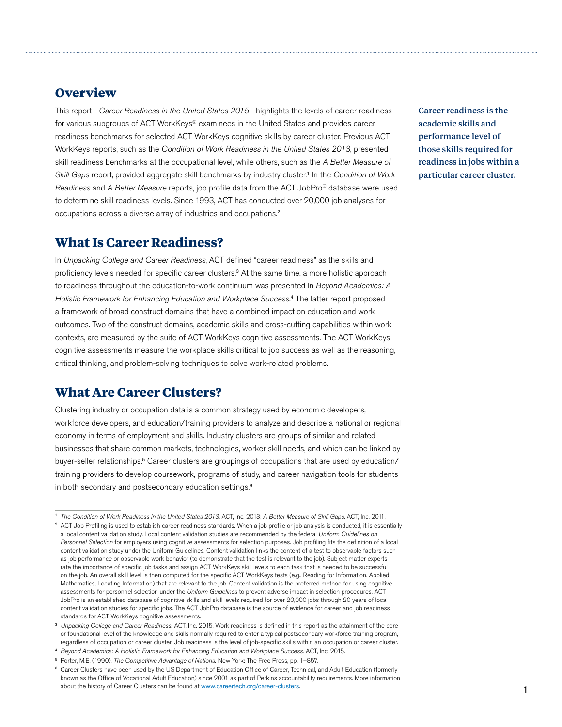## Overview

This report—*Career Readiness in the United States 2015*—highlights the levels of career readiness for various subgroups of ACT WorkKeys® examinees in the United States and provides career readiness benchmarks for selected ACT WorkKeys cognitive skills by career cluster. Previous ACT WorkKeys reports, such as the *Condition of Work Readiness in the United States 2013*, presented skill readiness benchmarks at the occupational level, while others, such as the *A Better Measure of Skill Gaps* report, provided aggregate skill benchmarks by industry cluster.[1] In the *Condition of Work Readiness* and *A Better Measure* reports, job profile data from the ACT JobPro® database were used to determine skill readiness levels. Since 1993, ACT has conducted over 20,000 job analyses for occupations across a diverse array of industries and occupations.[2]

**Career readiness is the academic skills and performance level of those skills required for readiness in jobs within a particular career cluster.**

## What Is Career Readiness?

In *Unpacking College and Career Readiness*, ACT defined "career readiness" as the skills and proficiency levels needed for specific career clusters.[3] At the same time, a more holistic approach to readiness throughout the education-to-work continuum was presented in *Beyond Academics: A Holistic Framework for Enhancing Education and Workplace Success*.[4] The latter report proposed a framework of broad construct domains that have a combined impact on education and work outcomes. Two of the construct domains, academic skills and cross-cutting capabilities within work contexts, are measured by the suite of ACT WorkKeys cognitive assessments. The ACT WorkKeys cognitive assessments measure the workplace skills critical to job success as well as the reasoning, critical thinking, and problem-solving techniques to solve work-related problems.

## What Are Career Clusters?

Clustering industry or occupation data is a common strategy used by economic developers, workforce developers, and education/training providers to analyze and describe a national or regional economy in terms of employment and skills. Industry clusters are groups of similar and related businesses that share common markets, technologies, worker skill needs, and which can be linked by buyer-seller relationships.[5] Career clusters are groupings of occupations that are used by education/training providers to develop coursework, programs of study, and career navigation tools for students in both secondary and postsecondary education settings.[6]

---

[1] *The Condition of Work Readiness in the United States 2013.* ACT, Inc. 2013; *A Better Measure of Skill Gaps.* ACT, Inc. 2011.

[2] ACT Job Profiling is used to establish career readiness standards. When a job profile or job analysis is conducted, it is essentially a local content validation study. Local content validation studies are recommended by the federal *Uniform Guidelines on Personnel Selection* for employers using cognitive assessments for selection purposes. Job profiling fits the definition of a local content validation study under the Uniform Guidelines. Content validation links the content of a test to observable factors such as job performance or observable work behavior (to demonstrate that the test is relevant to the job). Subject matter experts rate the importance of specific job tasks and assign ACT WorkKeys skill levels to each task that is needed to be successful on the job. An overall skill level is then computed for the specific ACT WorkKeys tests (e.g., Reading for Information, Applied Mathematics, Locating Information) that are relevant to the job. Content validation is the preferred method for using cognitive assessments for personnel selection under the *Uniform Guidelines* to prevent adverse impact in selection procedures. ACT JobPro is an established database of cognitive skills and skill levels required for over 20,000 jobs through 20 years of local content validation studies for specific jobs. The ACT JobPro database is the source of evidence for career and job readiness standards for ACT WorkKeys cognitive assessments.

[3] *Unpacking College and Career Readiness.* ACT, Inc. 2015. Work readiness is defined in this report as the attainment of the core or foundational level of the knowledge and skills normally required to enter a typical postsecondary workforce training program, regardless of occupation or career cluster. Job readiness is the level of job-specific skills within an occupation or career cluster.

[4] *Beyond Academics: A Holistic Framework for Enhancing Education and Workplace Success.* ACT, Inc. 2015.

[5] Porter, M.E. (1990). *The Competitive Advantage of Nations.* New York: The Free Press, pp. 1–857.

[6] Career Clusters have been used by the US Department of Education Office of Career, Technical, and Adult Education (formerly known as the Office of Vocational Adult Education) since 2001 as part of Perkins accountability requirements. More information about the history of Career Clusters can be found at www.careertech.org/career-clusters.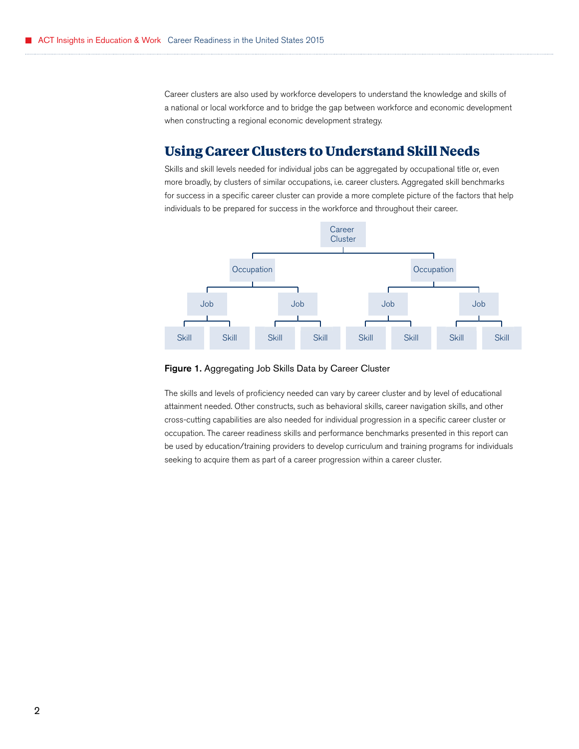Career clusters are also used by workforce developers to understand the knowledge and skills of a national or local workforce and to bridge the gap between workforce and economic development when constructing a regional economic development strategy.

## Using Career Clusters to Understand Skill Needs

Skills and skill levels needed for individual jobs can be aggregated by occupational title or, even more broadly, by clusters of similar occupations, i.e. career clusters. Aggregated skill benchmarks for success in a specific career cluster can provide a more complete picture of the factors that help individuals to be prepared for success in the workforce and throughout their career.

Career Cluster

Occupation | Occupation

Job | Job | Job | Job

Skill | Skill | Skill | Skill | Skill | Skill | Skill | Skill

**Figure 1.** Aggregating Job Skills Data by Career Cluster

The skills and levels of proficiency needed can vary by career cluster and by level of educational attainment needed. Other constructs, such as behavioral skills, career navigation skills, and other cross-cutting capabilities are also needed for individual progression in a specific career cluster or occupation. The career readiness skills and performance benchmarks presented in this report can be used by education/training providers to develop curriculum and training programs for individuals seeking to acquire them as part of a career progression within a career cluster.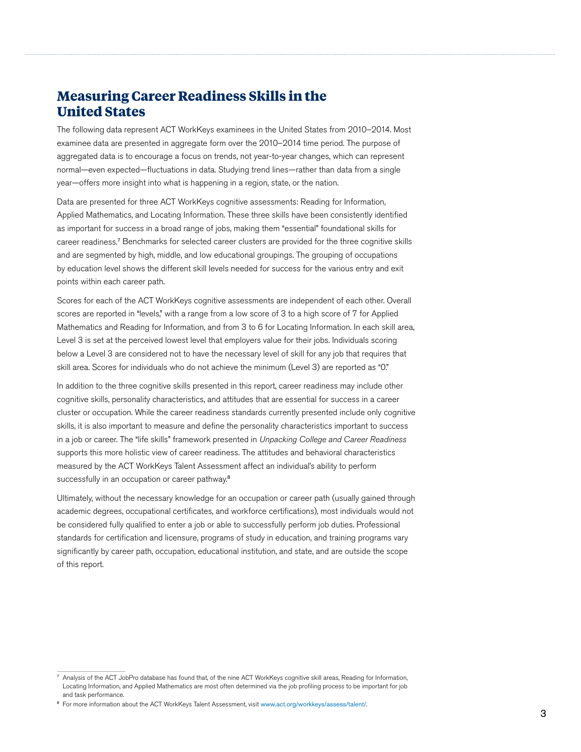## Measuring Career Readiness Skills in the United States

The following data represent ACT WorkKeys examinees in the United States from 2010–2014. Most examinee data are presented in aggregate form over the 2010–2014 time period. The purpose of aggregated data is to encourage a focus on trends, not year-to-year changes, which can represent normal—even expected—fluctuations in data. Studying trend lines—rather than data from a single year—offers more insight into what is happening in a region, state, or the nation.

Data are presented for three ACT WorkKeys cognitive assessments: Reading for Information, Applied Mathematics, and Locating Information. These three skills have been consistently identified as important for success in a broad range of jobs, making them "essential" foundational skills for career readiness.[7] Benchmarks for selected career clusters are provided for the three cognitive skills and are segmented by high, middle, and low educational groupings. The grouping of occupations by education level shows the different skill levels needed for success for the various entry and exit points within each career path.

Scores for each of the ACT WorkKeys cognitive assessments are independent of each other. Overall scores are reported in "levels," with a range from a low score of 3 to a high score of 7 for Applied Mathematics and Reading for Information, and from 3 to 6 for Locating Information. In each skill area, Level 3 is set at the perceived lowest level that employers value for their jobs. Individuals scoring below a Level 3 are considered not to have the necessary level of skill for any job that requires that skill area. Scores for individuals who do not achieve the minimum (Level 3) are reported as "0."

In addition to the three cognitive skills presented in this report, career readiness may include other cognitive skills, personality characteristics, and attitudes that are essential for success in a career cluster or occupation. While the career readiness standards currently presented include only cognitive skills, it is also important to measure and define the personality characteristics important to success in a job or career. The "life skills" framework presented in *Unpacking College and Career Readiness* supports this more holistic view of career readiness. The attitudes and behavioral characteristics measured by the ACT WorkKeys Talent Assessment affect an individual's ability to perform successfully in an occupation or career pathway.[8]

Ultimately, without the necessary knowledge for an occupation or career path (usually gained through academic degrees, occupational certificates, and workforce certifications), most individuals would not be considered fully qualified to enter a job or able to successfully perform job duties. Professional standards for certification and licensure, programs of study in education, and training programs vary significantly by career path, occupation, educational institution, and state, and are outside the scope of this report.

---

[7] Analysis of the ACT JobPro database has found that, of the nine ACT WorkKeys cognitive skill areas, Reading for Information, Locating Information, and Applied Mathematics are most often determined via the job profiling process to be important for job and task performance.

[8] For more information about the ACT WorkKeys Talent Assessment, visit www.act.org/workkeys/assess/talent/.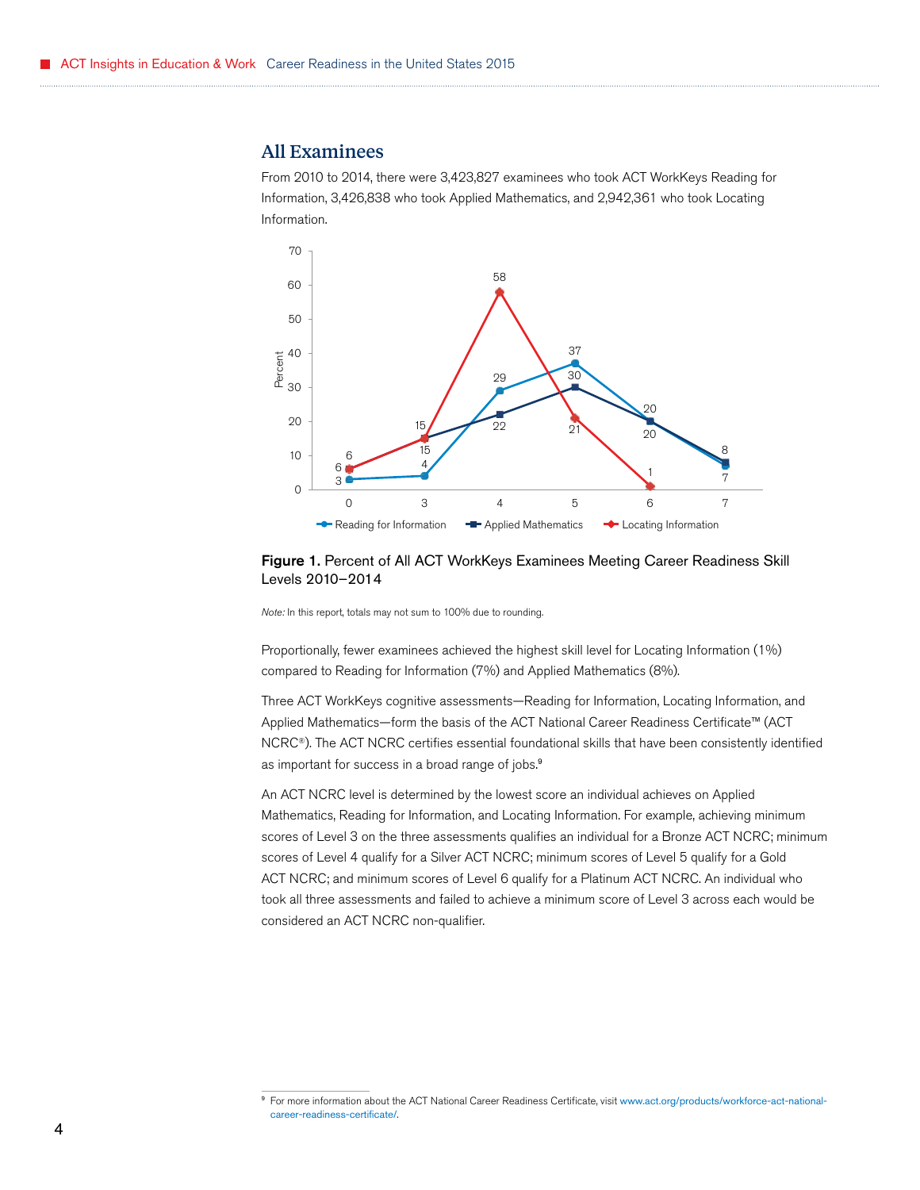## All Examinees

From 2010 to 2014, there were 3,423,827 examinees who took ACT WorkKeys Reading for Information, 3,426,838 who took Applied Mathematics, and 2,942,361 who took Locating Information.

| Level | Reading for Information | Applied Mathematics | Locating Information |
|---|---|---|---|
| 0 | 3 | 6 | 6 |
| 3 | 4 | 15 | 15 |
| 4 | 29 | 22 | 58 |
| 5 | 37 | 30 | 21 |
| 6 | 20 | 20 | 1 |
| 7 | 7 | 8 | |

**Figure 1.** Percent of All ACT WorkKeys Examinees Meeting Career Readiness Skill Levels 2010–2014

*Note:* In this report, totals may not sum to 100% due to rounding.

Proportionally, fewer examinees achieved the highest skill level for Locating Information (1%) compared to Reading for Information (7%) and Applied Mathematics (8%).

Three ACT WorkKeys cognitive assessments—Reading for Information, Locating Information, and Applied Mathematics—form the basis of the ACT National Career Readiness Certificate™ (ACT NCRC®). The ACT NCRC certifies essential foundational skills that have been consistently identified as important for success in a broad range of jobs.[9]

An ACT NCRC level is determined by the lowest score an individual achieves on Applied Mathematics, Reading for Information, and Locating Information. For example, achieving minimum scores of Level 3 on the three assessments qualifies an individual for a Bronze ACT NCRC; minimum scores of Level 4 qualify for a Silver ACT NCRC; minimum scores of Level 5 qualify for a Gold ACT NCRC; and minimum scores of Level 6 qualify for a Platinum ACT NCRC. An individual who took all three assessments and failed to achieve a minimum score of Level 3 across each would be considered an ACT NCRC non-qualifier.

[9] For more information about the ACT National Career Readiness Certificate, visit www.act.org/products/workforce-act-national-career-readiness-certificate/.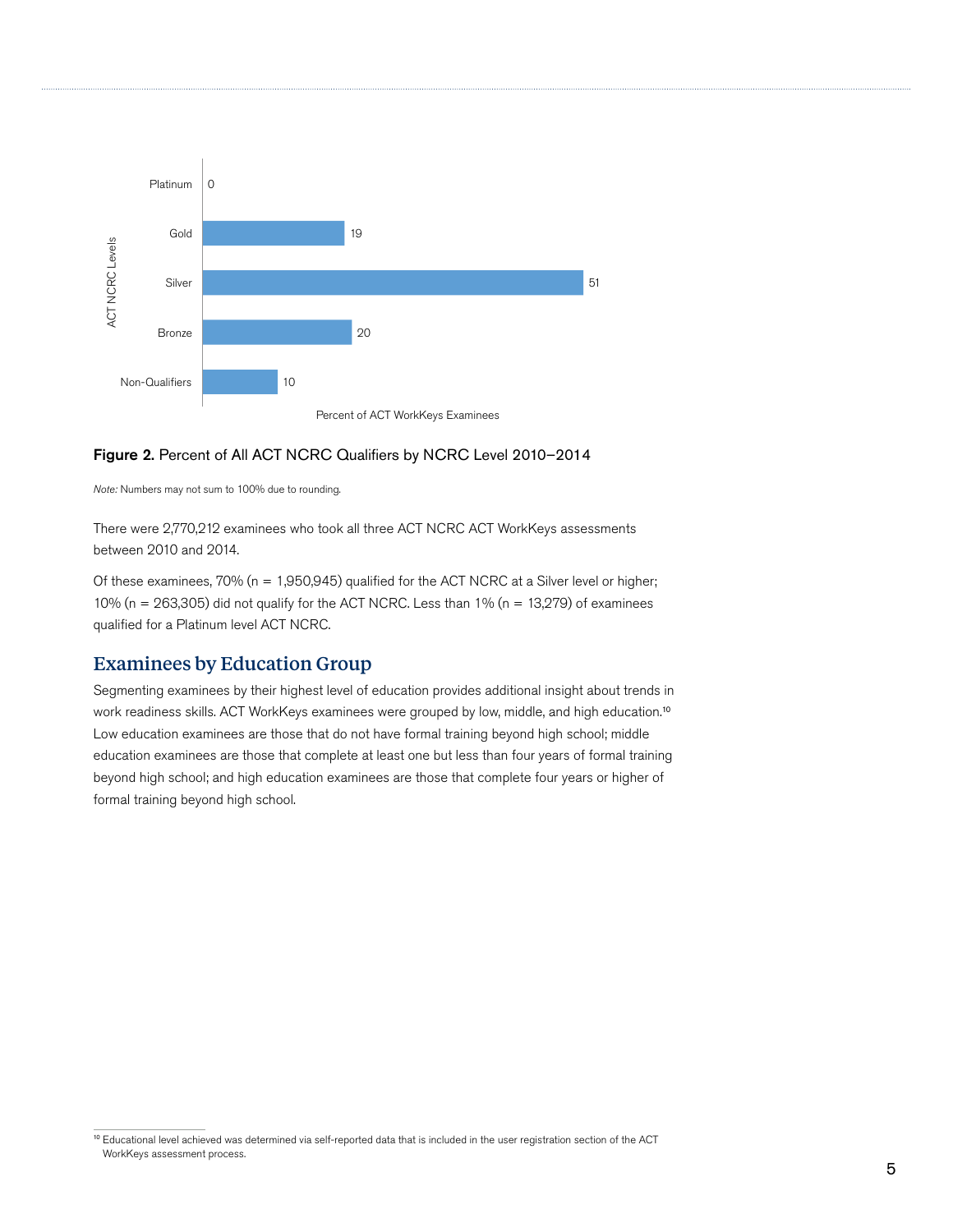| ACT NCRC Levels | Percent of ACT WorkKeys Examinees |
|---|---|
| Platinum | 0 |
| Gold | 19 |
| Silver | 51 |
| Bronze | 20 |
| Non-Qualifiers | 10 |

**Figure 2.** Percent of All ACT NCRC Qualifiers by NCRC Level 2010–2014

*Note:* Numbers may not sum to 100% due to rounding.

There were 2,770,212 examinees who took all three ACT NCRC ACT WorkKeys assessments between 2010 and 2014.

Of these examinees, 70% (n = 1,950,945) qualified for the ACT NCRC at a Silver level or higher; 10% (n = 263,305) did not qualify for the ACT NCRC. Less than 1% (n = 13,279) of examinees qualified for a Platinum level ACT NCRC.

## Examinees by Education Group

Segmenting examinees by their highest level of education provides additional insight about trends in work readiness skills. ACT WorkKeys examinees were grouped by low, middle, and high education.[10] Low education examinees are those that do not have formal training beyond high school; middle education examinees are those that complete at least one but less than four years of formal training beyond high school; and high education examinees are those that complete four years or higher of formal training beyond high school.

[10] Educational level achieved was determined via self-reported data that is included in the user registration section of the ACT WorkKeys assessment process.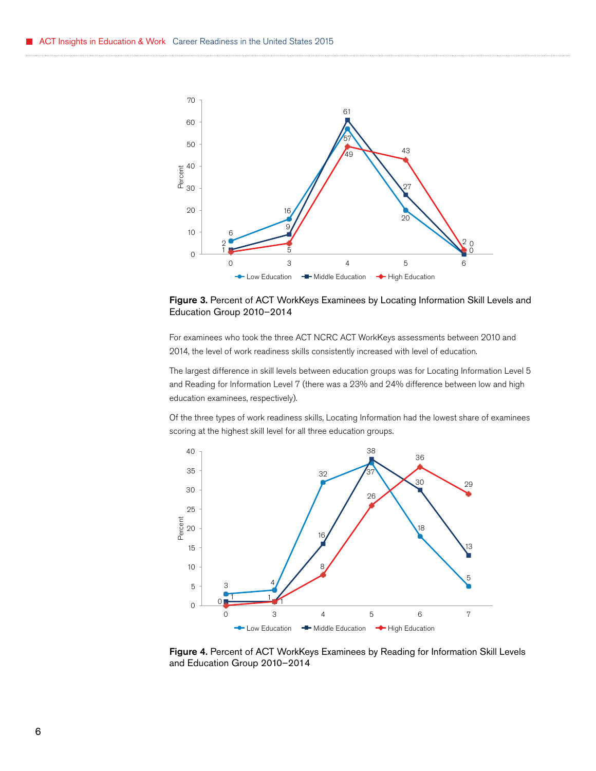**Figure 3.** Percent of ACT WorkKeys Examinees by Locating Information Skill Levels and Education Group 2010–2014

For examinees who took the three ACT NCRC ACT WorkKeys assessments between 2010 and 2014, the level of work readiness skills consistently increased with level of education.

The largest difference in skill levels between education groups was for Locating Information Level 5 and Reading for Information Level 7 (there was a 23% and 24% difference between low and high education examinees, respectively).

Of the three types of work readiness skills, Locating Information had the lowest share of examinees scoring at the highest skill level for all three education groups.

**Figure 4.** Percent of ACT WorkKeys Examinees by Reading for Information Skill Levels and Education Group 2010–2014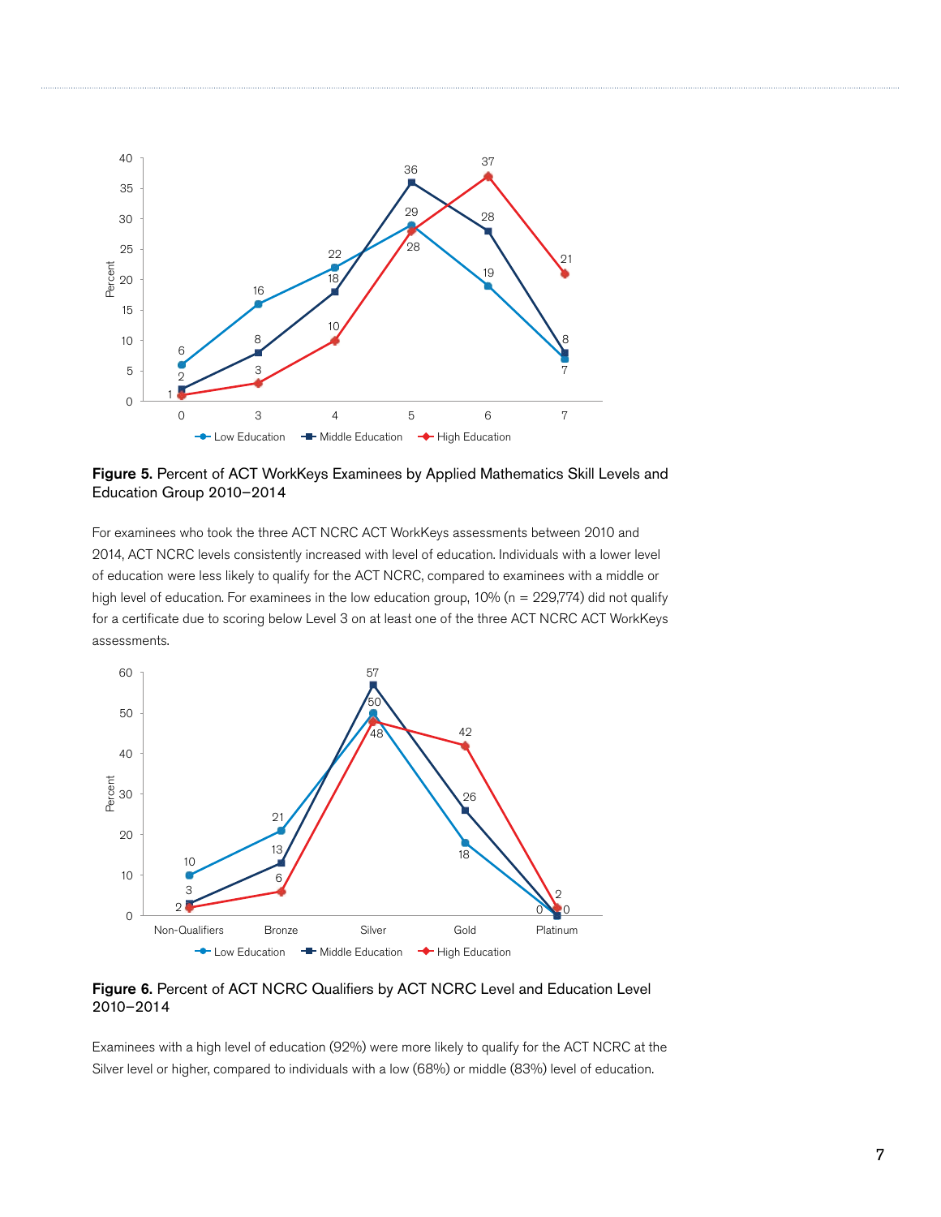**Figure 5.** Percent of ACT WorkKeys Examinees by Applied Mathematics Skill Levels and Education Group 2010–2014

For examinees who took the three ACT NCRC ACT WorkKeys assessments between 2010 and 2014, ACT NCRC levels consistently increased with level of education. Individuals with a lower level of education were less likely to qualify for the ACT NCRC, compared to examinees with a middle or high level of education. For examinees in the low education group, 10% (n = 229,774) did not qualify for a certificate due to scoring below Level 3 on at least one of the three ACT NCRC ACT WorkKeys assessments.

**Figure 6.** Percent of ACT NCRC Qualifiers by ACT NCRC Level and Education Level 2010–2014

Examinees with a high level of education (92%) were more likely to qualify for the ACT NCRC at the Silver level or higher, compared to individuals with a low (68%) or middle (83%) level of education.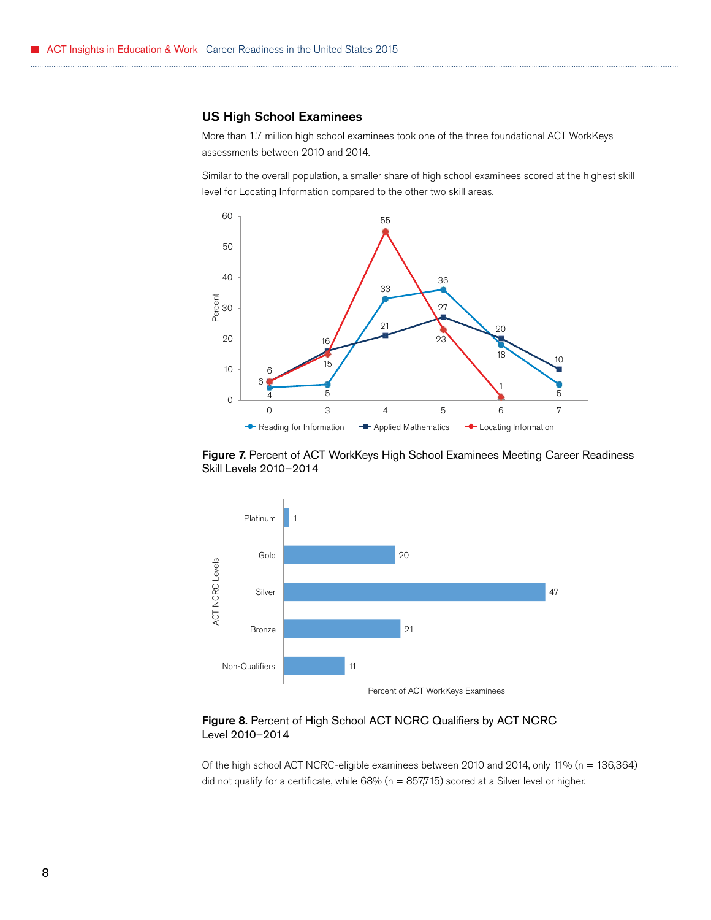## US High School Examinees

More than 1.7 million high school examinees took one of the three foundational ACT WorkKeys assessments between 2010 and 2014.

Similar to the overall population, a smaller share of high school examinees scored at the highest skill level for Locating Information compared to the other two skill areas.

| Skill Level | Reading for Information | Applied Mathematics | Locating Information |
|---|---|---|---|
| 0 | 4 | 6 | 6 |
| 3 | 5 | 16 | 15 |
| 4 | 33 | 21 | 55 |
| 5 | 36 | 27 | 23 |
| 6 | 18 | 20 | 1 |
| 7 | 5 | 10 | |

**Figure 7.** Percent of ACT WorkKeys High School Examinees Meeting Career Readiness Skill Levels 2010–2014

| ACT NCRC Levels | Percent of ACT WorkKeys Examinees |
|---|---|
| Platinum | 1 |
| Gold | 20 |
| Silver | 47 |
| Bronze | 21 |
| Non-Qualifiers | 11 |

**Figure 8.** Percent of High School ACT NCRC Qualifiers by ACT NCRC Level 2010–2014

Of the high school ACT NCRC-eligible examinees between 2010 and 2014, only 11% (n = 136,364) did not qualify for a certificate, while 68% (n = 857,715) scored at a Silver level or higher.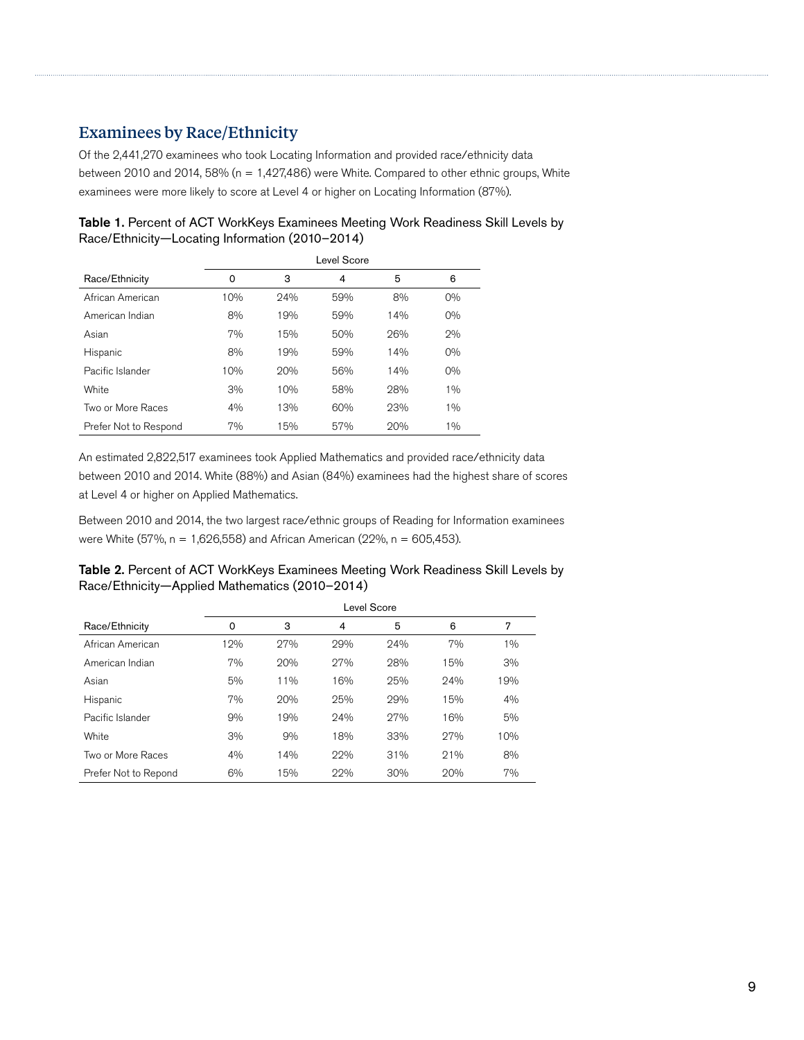## Examinees by Race/Ethnicity

Of the 2,441,270 examinees who took Locating Information and provided race/ethnicity data between 2010 and 2014, 58% (n = 1,427,486) were White. Compared to other ethnic groups, White examinees were more likely to score at Level 4 or higher on Locating Information (87%).

**Table 1.** Percent of ACT WorkKeys Examinees Meeting Work Readiness Skill Levels by Race/Ethnicity—Locating Information (2010–2014)

| | Level Score | | | | |
|---|---|---|---|---|---|
| Race/Ethnicity | 0 | 3 | 4 | 5 | 6 |
| African American | 10% | 24% | 59% | 8% | 0% |
| American Indian | 8% | 19% | 59% | 14% | 0% |
| Asian | 7% | 15% | 50% | 26% | 2% |
| Hispanic | 8% | 19% | 59% | 14% | 0% |
| Pacific Islander | 10% | 20% | 56% | 14% | 0% |
| White | 3% | 10% | 58% | 28% | 1% |
| Two or More Races | 4% | 13% | 60% | 23% | 1% |
| Prefer Not to Respond | 7% | 15% | 57% | 20% | 1% |

An estimated 2,822,517 examinees took Applied Mathematics and provided race/ethnicity data between 2010 and 2014. White (88%) and Asian (84%) examinees had the highest share of scores at Level 4 or higher on Applied Mathematics.

Between 2010 and 2014, the two largest race/ethnic groups of Reading for Information examinees were White (57%, n = 1,626,558) and African American (22%, n = 605,453).

**Table 2.** Percent of ACT WorkKeys Examinees Meeting Work Readiness Skill Levels by Race/Ethnicity—Applied Mathematics (2010–2014)

| | Level Score | | | | | |
|---|---|---|---|---|---|---|
| Race/Ethnicity | 0 | 3 | 4 | 5 | 6 | 7 |
| African American | 12% | 27% | 29% | 24% | 7% | 1% |
| American Indian | 7% | 20% | 27% | 28% | 15% | 3% |
| Asian | 5% | 11% | 16% | 25% | 24% | 19% |
| Hispanic | 7% | 20% | 25% | 29% | 15% | 4% |
| Pacific Islander | 9% | 19% | 24% | 27% | 16% | 5% |
| White | 3% | 9% | 18% | 33% | 27% | 10% |
| Two or More Races | 4% | 14% | 22% | 31% | 21% | 8% |
| Prefer Not to Repond | 6% | 15% | 22% | 30% | 20% | 7% |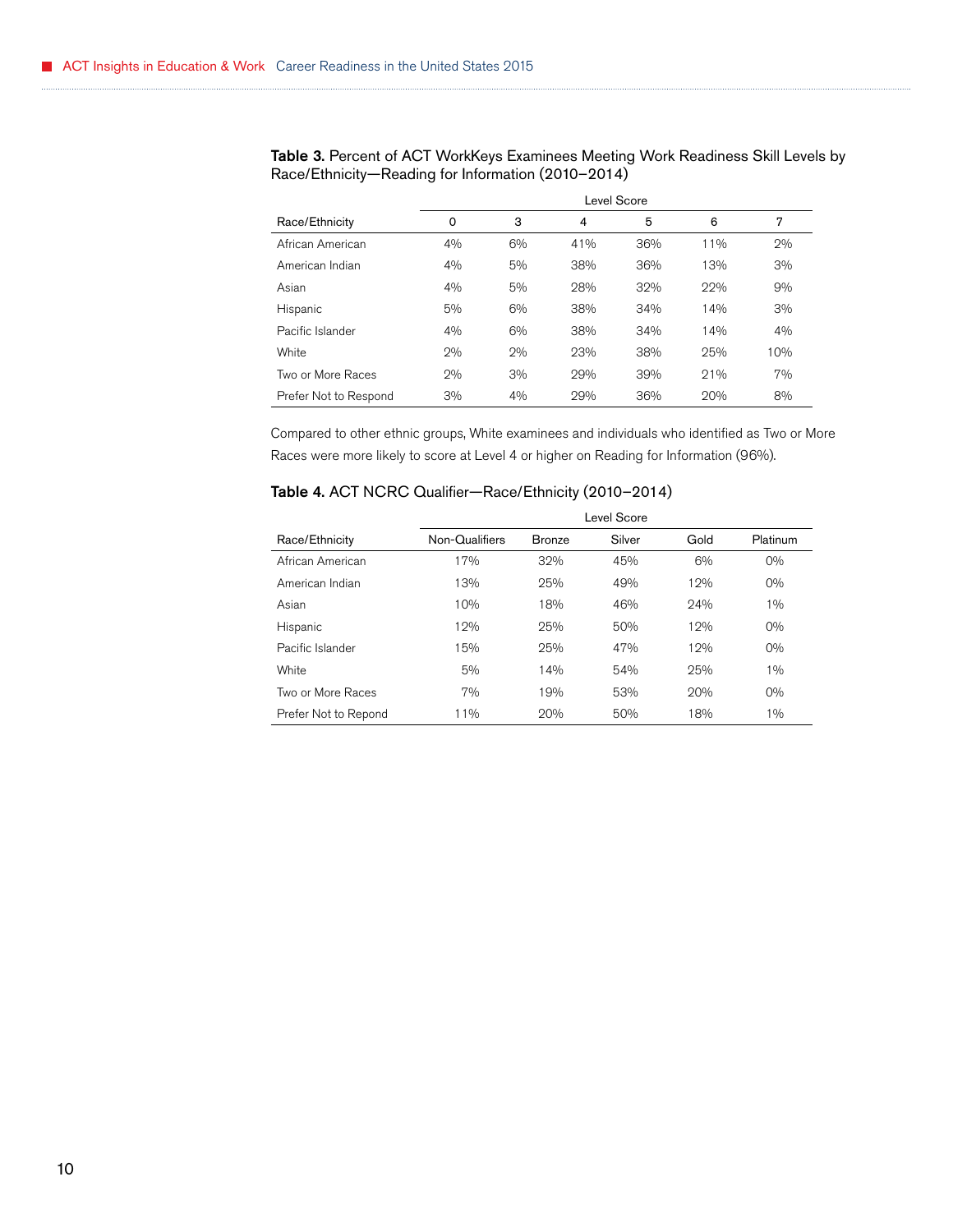**Table 3.** Percent of ACT WorkKeys Examinees Meeting Work Readiness Skill Levels by Race/Ethnicity—Reading for Information (2010–2014)

| | Level Score | | | | | |
|---|---|---|---|---|---|---|
| Race/Ethnicity | 0 | 3 | 4 | 5 | 6 | 7 |
| African American | 4% | 6% | 41% | 36% | 11% | 2% |
| American Indian | 4% | 5% | 38% | 36% | 13% | 3% |
| Asian | 4% | 5% | 28% | 32% | 22% | 9% |
| Hispanic | 5% | 6% | 38% | 34% | 14% | 3% |
| Pacific Islander | 4% | 6% | 38% | 34% | 14% | 4% |
| White | 2% | 2% | 23% | 38% | 25% | 10% |
| Two or More Races | 2% | 3% | 29% | 39% | 21% | 7% |
| Prefer Not to Respond | 3% | 4% | 29% | 36% | 20% | 8% |

Compared to other ethnic groups, White examinees and individuals who identified as Two or More Races were more likely to score at Level 4 or higher on Reading for Information (96%).

**Table 4.** ACT NCRC Qualifier—Race/Ethnicity (2010–2014)

| | Level Score | | | | |
|---|---|---|---|---|---|
| Race/Ethnicity | Non-Qualifiers | Bronze | Silver | Gold | Platinum |
| African American | 17% | 32% | 45% | 6% | 0% |
| American Indian | 13% | 25% | 49% | 12% | 0% |
| Asian | 10% | 18% | 46% | 24% | 1% |
| Hispanic | 12% | 25% | 50% | 12% | 0% |
| Pacific Islander | 15% | 25% | 47% | 12% | 0% |
| White | 5% | 14% | 54% | 25% | 1% |
| Two or More Races | 7% | 19% | 53% | 20% | 0% |
| Prefer Not to Repond | 11% | 20% | 50% | 18% | 1% |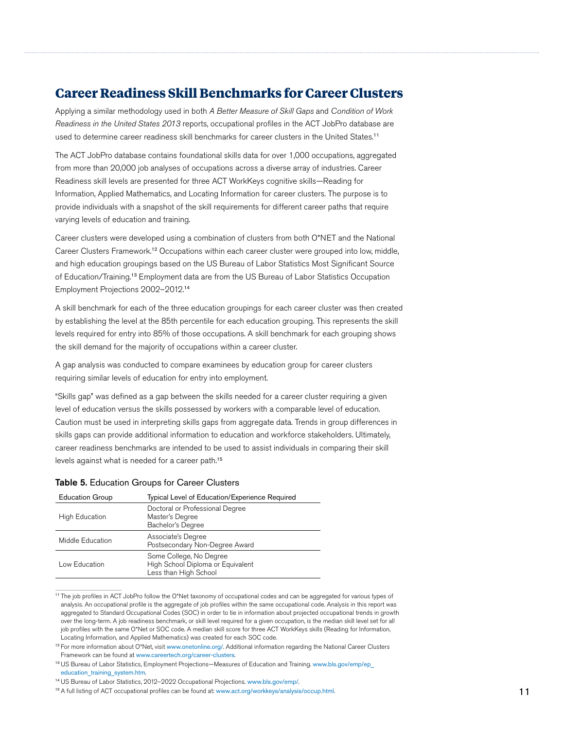## Career Readiness Skill Benchmarks for Career Clusters

Applying a similar methodology used in both *A Better Measure of Skill Gaps* and *Condition of Work Readiness in the United States 2013* reports, occupational profiles in the ACT JobPro database are used to determine career readiness skill benchmarks for career clusters in the United States.[11]

The ACT JobPro database contains foundational skills data for over 1,000 occupations, aggregated from more than 20,000 job analyses of occupations across a diverse array of industries. Career Readiness skill levels are presented for three ACT WorkKeys cognitive skills—Reading for Information, Applied Mathematics, and Locating Information for career clusters. The purpose is to provide individuals with a snapshot of the skill requirements for different career paths that require varying levels of education and training.

Career clusters were developed using a combination of clusters from both O*NET and the National Career Clusters Framework.[12] Occupations within each career cluster were grouped into low, middle, and high education groupings based on the US Bureau of Labor Statistics Most Significant Source of Education/Training.[13] Employment data are from the US Bureau of Labor Statistics Occupation Employment Projections 2002–2012.[14]

A skill benchmark for each of the three education groupings for each career cluster was then created by establishing the level at the 85th percentile for each education grouping. This represents the skill levels required for entry into 85% of those occupations. A skill benchmark for each grouping shows the skill demand for the majority of occupations within a career cluster.

A gap analysis was conducted to compare examinees by education group for career clusters requiring similar levels of education for entry into employment.

"Skills gap" was defined as a gap between the skills needed for a career cluster requiring a given level of education versus the skills possessed by workers with a comparable level of education. Caution must be used in interpreting skills gaps from aggregate data. Trends in group differences in skills gaps can provide additional information to education and workforce stakeholders. Ultimately, career readiness benchmarks are intended to be used to assist individuals in comparing their skill levels against what is needed for a career path.[15]

**Table 5.** Education Groups for Career Clusters

| Education Group | Typical Level of Education/Experience Required |
|---|---|
| High Education | Doctoral or Professional Degree<br>Master's Degree<br>Bachelor's Degree |
| Middle Education | Associate's Degree<br>Postsecondary Non-Degree Award |
| Low Education | Some College, No Degree<br>High School Diploma or Equivalent<br>Less than High School |

[11] The job profiles in ACT JobPro follow the O*Net taxonomy of occupational codes and can be aggregated for various types of analysis. An occupational profile is the aggregate of job profiles within the same occupational code. Analysis in this report was aggregated to Standard Occupational Codes (SOC) in order to tie in information about projected occupational trends in growth over the long-term. A job readiness benchmark, or skill level required for a given occupation, is the median skill level set for all job profiles with the same O*Net or SOC code. A median skill score for three ACT WorkKeys skills (Reading for Information, Locating Information, and Applied Mathematics) was created for each SOC code.

[12] For more information about O*Net, visit www.onetonline.org/. Additional information regarding the National Career Clusters Framework can be found at www.careertech.org/career-clusters.

[13] US Bureau of Labor Statistics, Employment Projections—Measures of Education and Training. www.bls.gov/emp/ep_education_training_system.htm.

[14] US Bureau of Labor Statistics, 2012–2022 Occupational Projections. www.bls.gov/emp/.

[15] A full listing of ACT occupational profiles can be found at: www.act.org/workkeys/analysis/occup.html.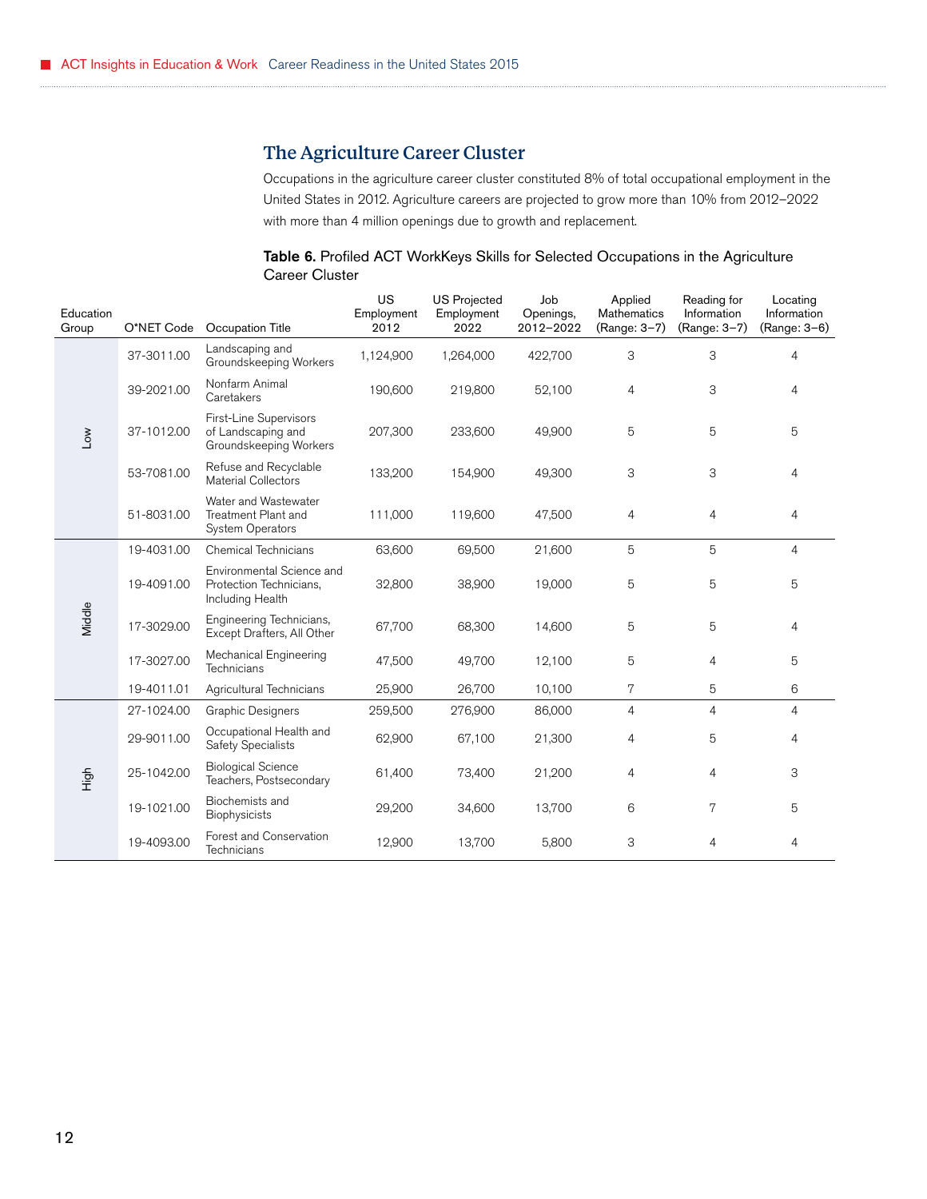## The Agriculture Career Cluster

Occupations in the agriculture career cluster constituted 8% of total occupational employment in the United States in 2012. Agriculture careers are projected to grow more than 10% from 2012–2022 with more than 4 million openings due to growth and replacement.

**Table 6.** Profiled ACT WorkKeys Skills for Selected Occupations in the Agriculture Career Cluster

| Education Group | O*NET Code | Occupation Title | US Employment 2012 | US Projected Employment 2022 | Job Openings, 2012–2022 | Applied Mathematics (Range: 3–7) | Reading for Information (Range: 3–7) | Locating Information (Range: 3–6) |
|---|---|---|---|---|---|---|---|---|
| Low | 37-3011.00 | Landscaping and Groundskeeping Workers | 1,124,900 | 1,264,000 | 422,700 | 3 | 3 | 4 |
| | 39-2021.00 | Nonfarm Animal Caretakers | 190,600 | 219,800 | 52,100 | 4 | 3 | 4 |
| | 37-1012.00 | First-Line Supervisors of Landscaping and Groundskeeping Workers | 207,300 | 233,600 | 49,900 | 5 | 5 | 5 |
| | 53-7081.00 | Refuse and Recyclable Material Collectors | 133,200 | 154,900 | 49,300 | 3 | 3 | 4 |
| | 51-8031.00 | Water and Wastewater Treatment Plant and System Operators | 111,000 | 119,600 | 47,500 | 4 | 4 | 4 |
| Middle | 19-4031.00 | Chemical Technicians | 63,600 | 69,500 | 21,600 | 5 | 5 | 4 |
| | 19-4091.00 | Environmental Science and Protection Technicians, Including Health | 32,800 | 38,900 | 19,000 | 5 | 5 | 5 |
| | 17-3029.00 | Engineering Technicians, Except Drafters, All Other | 67,700 | 68,300 | 14,600 | 5 | 5 | 4 |
| | 17-3027.00 | Mechanical Engineering Technicians | 47,500 | 49,700 | 12,100 | 5 | 4 | 5 |
| | 19-4011.01 | Agricultural Technicians | 25,900 | 26,700 | 10,100 | 7 | 5 | 6 |
| High | 27-1024.00 | Graphic Designers | 259,500 | 276,900 | 86,000 | 4 | 4 | 4 |
| | 29-9011.00 | Occupational Health and Safety Specialists | 62,900 | 67,100 | 21,300 | 4 | 5 | 4 |
| | 25-1042.00 | Biological Science Teachers, Postsecondary | 61,400 | 73,400 | 21,200 | 4 | 4 | 3 |
| | 19-1021.00 | Biochemists and Biophysicists | 29,200 | 34,600 | 13,700 | 6 | 7 | 5 |
| | 19-4093.00 | Forest and Conservation Technicians | 12,900 | 13,700 | 5,800 | 3 | 4 | 4 |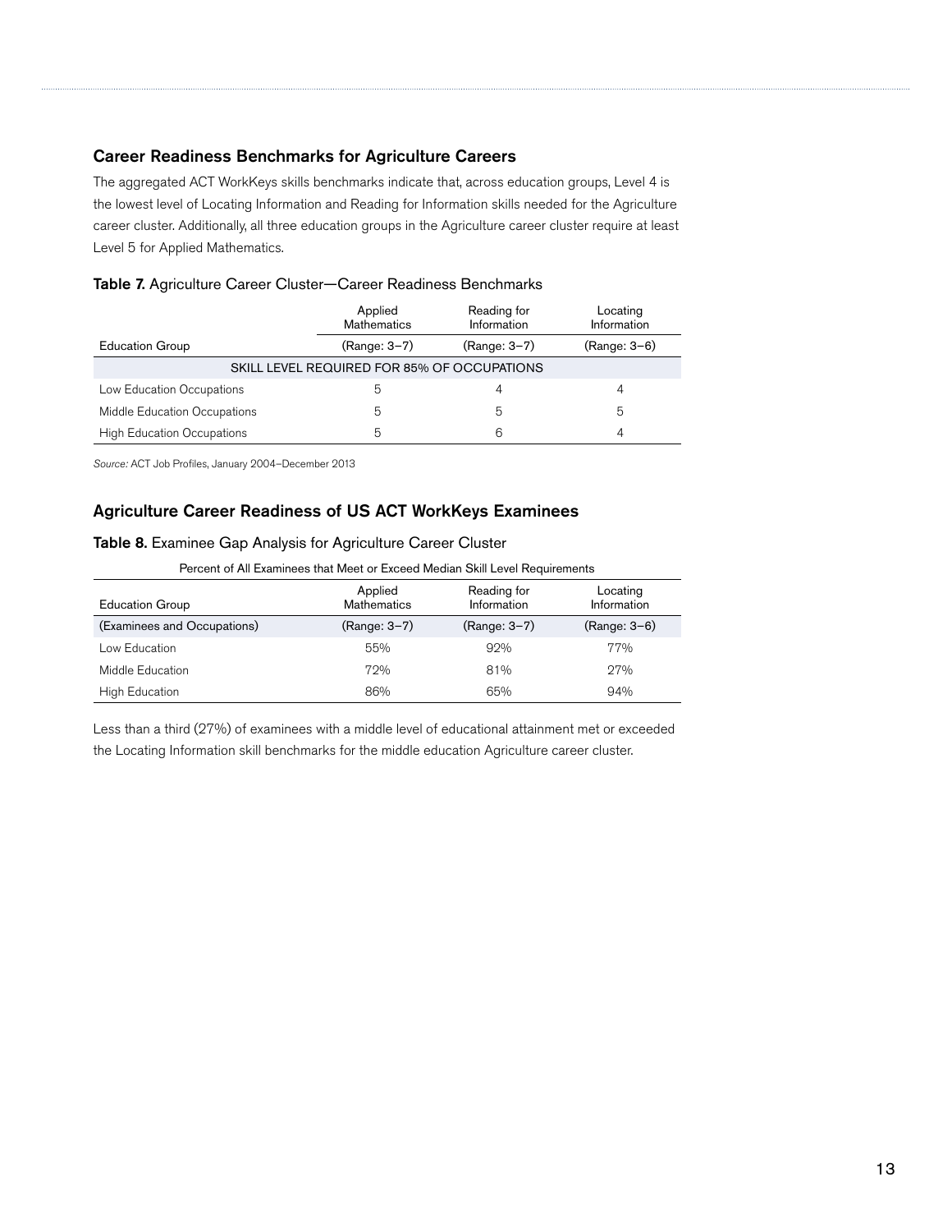## Career Readiness Benchmarks for Agriculture Careers

The aggregated ACT WorkKeys skills benchmarks indicate that, across education groups, Level 4 is the lowest level of Locating Information and Reading for Information skills needed for the Agriculture career cluster. Additionally, all three education groups in the Agriculture career cluster require at least Level 5 for Applied Mathematics.

**Table 7.** Agriculture Career Cluster—Career Readiness Benchmarks

| Education Group | Applied Mathematics (Range: 3–7) | Reading for Information (Range: 3–7) | Locating Information (Range: 3–6) |
|---|---|---|---|
| SKILL LEVEL REQUIRED FOR 85% OF OCCUPATIONS | | | |
| Low Education Occupations | 5 | 4 | 4 |
| Middle Education Occupations | 5 | 5 | 5 |
| High Education Occupations | 5 | 6 | 4 |

*Source:* ACT Job Profiles, January 2004–December 2013

## Agriculture Career Readiness of US ACT WorkKeys Examinees

**Table 8.** Examinee Gap Analysis for Agriculture Career Cluster

| Percent of All Examinees that Meet or Exceed Median Skill Level Requirements | | | |
|---|---|---|---|
| Education Group (Examinees and Occupations) | Applied Mathematics (Range: 3–7) | Reading for Information (Range: 3–7) | Locating Information (Range: 3–6) |
| Low Education | 55% | 92% | 77% |
| Middle Education | 72% | 81% | 27% |
| High Education | 86% | 65% | 94% |

Less than a third (27%) of examinees with a middle level of educational attainment met or exceeded the Locating Information skill benchmarks for the middle education Agriculture career cluster.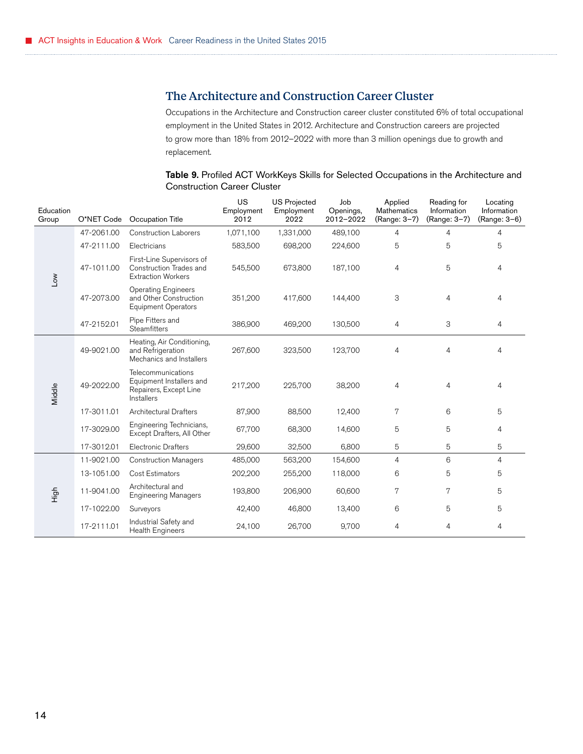## The Architecture and Construction Career Cluster

Occupations in the Architecture and Construction career cluster constituted 6% of total occupational employment in the United States in 2012. Architecture and Construction careers are projected to grow more than 18% from 2012–2022 with more than 3 million openings due to growth and replacement.

**Table 9.** Profiled ACT WorkKeys Skills for Selected Occupations in the Architecture and Construction Career Cluster

| Education Group | O*NET Code | Occupation Title | US Employment 2012 | US Projected Employment 2022 | Job Openings, 2012–2022 | Applied Mathematics (Range: 3–7) | Reading for Information (Range: 3–7) | Locating Information (Range: 3–6) |
|---|---|---|---|---|---|---|---|---|
| Low | 47-2061.00 | Construction Laborers | 1,071,100 | 1,331,000 | 489,100 | 4 | 4 | 4 |
| | 47-2111.00 | Electricians | 583,500 | 698,200 | 224,600 | 5 | 5 | 5 |
| | 47-1011.00 | First-Line Supervisors of Construction Trades and Extraction Workers | 545,500 | 673,800 | 187,100 | 4 | 5 | 4 |
| | 47-2073.00 | Operating Engineers and Other Construction Equipment Operators | 351,200 | 417,600 | 144,400 | 3 | 4 | 4 |
| | 47-2152.01 | Pipe Fitters and Steamfitters | 386,900 | 469,200 | 130,500 | 4 | 3 | 4 |
| Middle | 49-9021.00 | Heating, Air Conditioning, and Refrigeration Mechanics and Installers | 267,600 | 323,500 | 123,700 | 4 | 4 | 4 |
| | 49-2022.00 | Telecommunications Equipment Installers and Repairers, Except Line Installers | 217,200 | 225,700 | 38,200 | 4 | 4 | 4 |
| | 17-3011.01 | Architectural Drafters | 87,900 | 88,500 | 12,400 | 7 | 6 | 5 |
| | 17-3029.00 | Engineering Technicians, Except Drafters, All Other | 67,700 | 68,300 | 14,600 | 5 | 5 | 4 |
| | 17-3012.01 | Electronic Drafters | 29,600 | 32,500 | 6,800 | 5 | 5 | 5 |
| High | 11-9021.00 | Construction Managers | 485,000 | 563,200 | 154,600 | 4 | 6 | 4 |
| | 13-1051.00 | Cost Estimators | 202,200 | 255,200 | 118,000 | 6 | 5 | 5 |
| | 11-9041.00 | Architectural and Engineering Managers | 193,800 | 206,900 | 60,600 | 7 | 7 | 5 |
| | 17-1022.00 | Surveyors | 42,400 | 46,800 | 13,400 | 6 | 5 | 5 |
| | 17-2111.01 | Industrial Safety and Health Engineers | 24,100 | 26,700 | 9,700 | 4 | 4 | 4 |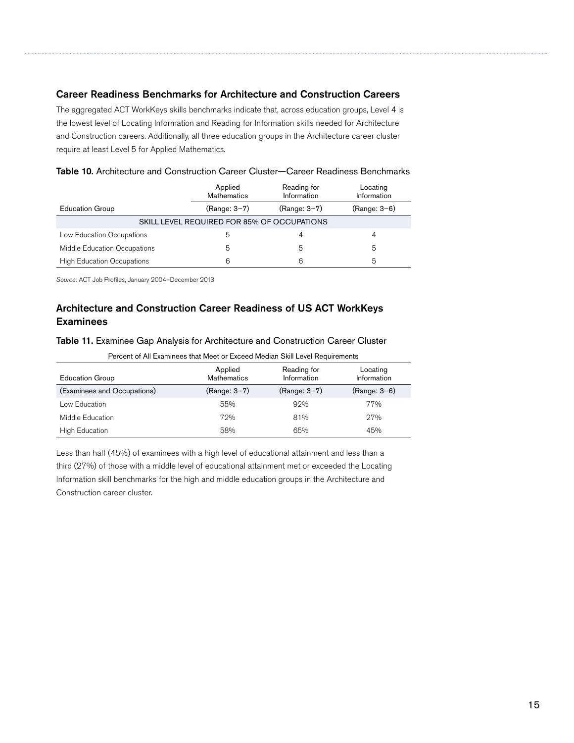### Career Readiness Benchmarks for Architecture and Construction Careers

The aggregated ACT WorkKeys skills benchmarks indicate that, across education groups, Level 4 is the lowest level of Locating Information and Reading for Information skills needed for Architecture and Construction careers. Additionally, all three education groups in the Architecture career cluster require at least Level 5 for Applied Mathematics.

**Table 10.** Architecture and Construction Career Cluster—Career Readiness Benchmarks

| Education Group | Applied Mathematics (Range: 3–7) | Reading for Information (Range: 3–7) | Locating Information (Range: 3–6) |
|---|---|---|---|
| SKILL LEVEL REQUIRED FOR 85% OF OCCUPATIONS | | | |
| Low Education Occupations | 5 | 4 | 4 |
| Middle Education Occupations | 5 | 5 | 5 |
| High Education Occupations | 6 | 6 | 5 |

*Source:* ACT Job Profiles, January 2004–December 2013

### Architecture and Construction Career Readiness of US ACT WorkKeys Examinees

**Table 11.** Examinee Gap Analysis for Architecture and Construction Career Cluster

Percent of All Examinees that Meet or Exceed Median Skill Level Requirements

| Education Group (Examinees and Occupations) | Applied Mathematics (Range: 3–7) | Reading for Information (Range: 3–7) | Locating Information (Range: 3–6) |
|---|---|---|---|
| Low Education | 55% | 92% | 77% |
| Middle Education | 72% | 81% | 27% |
| High Education | 58% | 65% | 45% |

Less than half (45%) of examinees with a high level of educational attainment and less than a third (27%) of those with a middle level of educational attainment met or exceeded the Locating Information skill benchmarks for the high and middle education groups in the Architecture and Construction career cluster.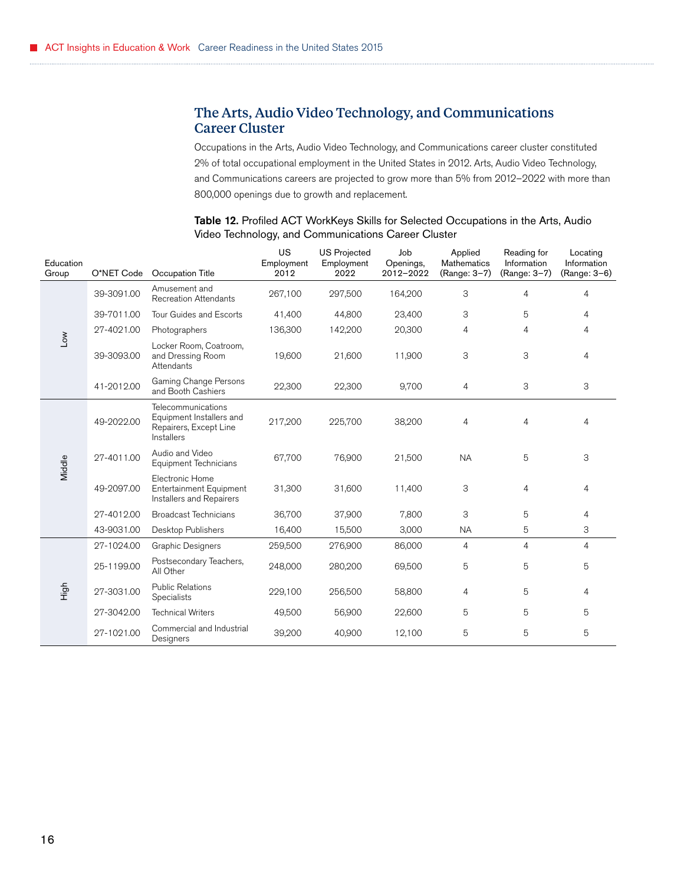## The Arts, Audio Video Technology, and Communications Career Cluster

Occupations in the Arts, Audio Video Technology, and Communications career cluster constituted 2% of total occupational employment in the United States in 2012. Arts, Audio Video Technology, and Communications careers are projected to grow more than 5% from 2012–2022 with more than 800,000 openings due to growth and replacement.

**Table 12.** Profiled ACT WorkKeys Skills for Selected Occupations in the Arts, Audio Video Technology, and Communications Career Cluster

| Education Group | O*NET Code | Occupation Title | US Employment 2012 | US Projected Employment 2022 | Job Openings, 2012–2022 | Applied Mathematics (Range: 3–7) | Reading for Information (Range: 3–7) | Locating Information (Range: 3–6) |
|---|---|---|---|---|---|---|---|---|
| Low | 39-3091.00 | Amusement and Recreation Attendants | 267,100 | 297,500 | 164,200 | 3 | 4 | 4 |
| | 39-7011.00 | Tour Guides and Escorts | 41,400 | 44,800 | 23,400 | 3 | 5 | 4 |
| | 27-4021.00 | Photographers | 136,300 | 142,200 | 20,300 | 4 | 4 | 4 |
| | 39-3093.00 | Locker Room, Coatroom, and Dressing Room Attendants | 19,600 | 21,600 | 11,900 | 3 | 3 | 4 |
| | 41-2012.00 | Gaming Change Persons and Booth Cashiers | 22,300 | 22,300 | 9,700 | 4 | 3 | 3 |
| Middle | 49-2022.00 | Telecommunications Equipment Installers and Repairers, Except Line Installers | 217,200 | 225,700 | 38,200 | 4 | 4 | 4 |
| | 27-4011.00 | Audio and Video Equipment Technicians | 67,700 | 76,900 | 21,500 | NA | 5 | 3 |
| | 49-2097.00 | Electronic Home Entertainment Equipment Installers and Repairers | 31,300 | 31,600 | 11,400 | 3 | 4 | 4 |
| | 27-4012.00 | Broadcast Technicians | 36,700 | 37,900 | 7,800 | 3 | 5 | 4 |
| | 43-9031.00 | Desktop Publishers | 16,400 | 15,500 | 3,000 | NA | 5 | 3 |
| High | 27-1024.00 | Graphic Designers | 259,500 | 276,900 | 86,000 | 4 | 4 | 4 |
| | 25-1199.00 | Postsecondary Teachers, All Other | 248,000 | 280,200 | 69,500 | 5 | 5 | 5 |
| | 27-3031.00 | Public Relations Specialists | 229,100 | 256,500 | 58,800 | 4 | 5 | 4 |
| | 27-3042.00 | Technical Writers | 49,500 | 56,900 | 22,600 | 5 | 5 | 5 |
| | 27-1021.00 | Commercial and Industrial Designers | 39,200 | 40,900 | 12,100 | 5 | 5 | 5 |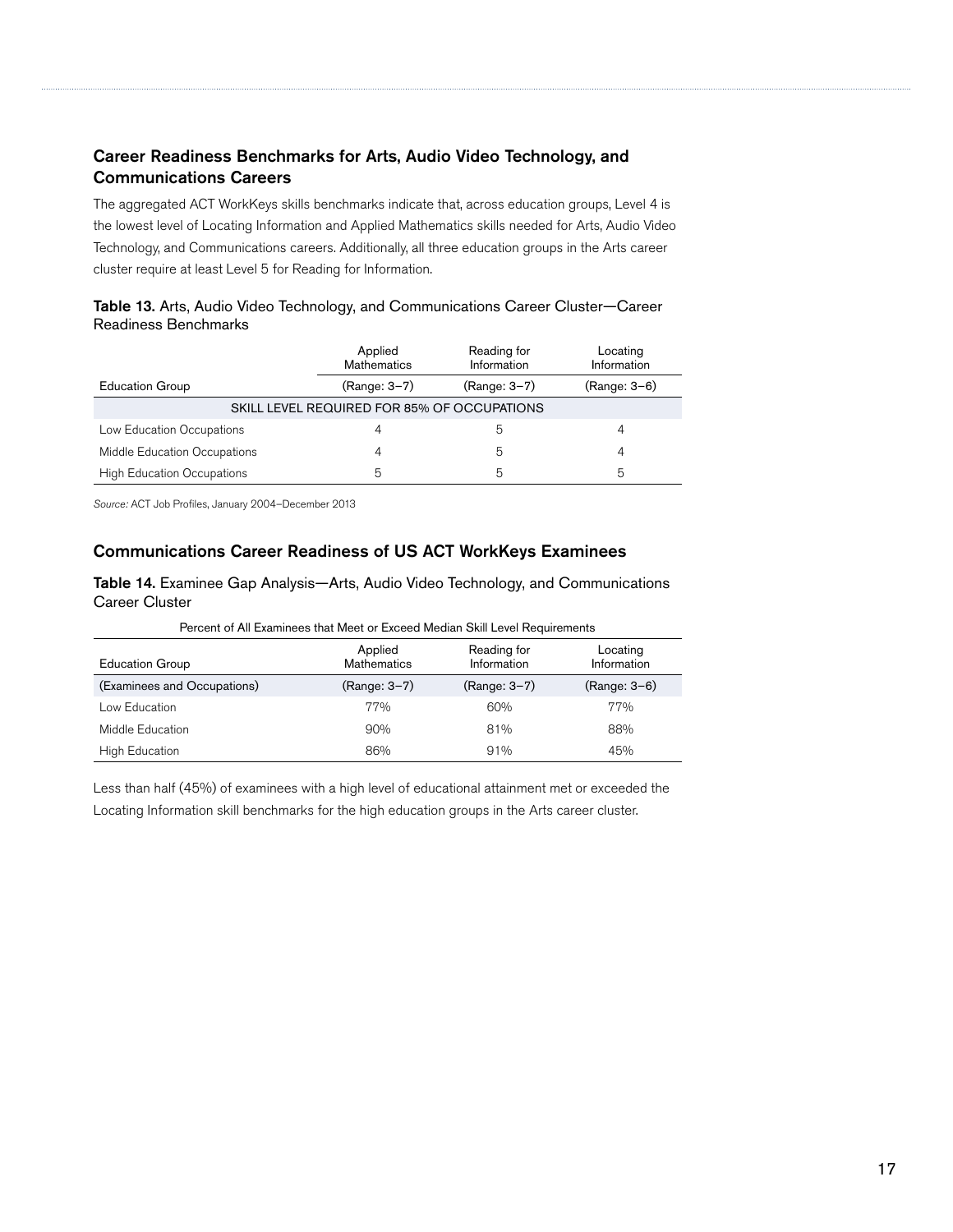## Career Readiness Benchmarks for Arts, Audio Video Technology, and Communications Careers

The aggregated ACT WorkKeys skills benchmarks indicate that, across education groups, Level 4 is the lowest level of Locating Information and Applied Mathematics skills needed for Arts, Audio Video Technology, and Communications careers. Additionally, all three education groups in the Arts career cluster require at least Level 5 for Reading for Information.

**Table 13.** Arts, Audio Video Technology, and Communications Career Cluster—Career Readiness Benchmarks

| | Applied Mathematics | Reading for Information | Locating Information |
|---|---|---|---|
| Education Group | (Range: 3–7) | (Range: 3–7) | (Range: 3–6) |
| SKILL LEVEL REQUIRED FOR 85% OF OCCUPATIONS | | | |
| Low Education Occupations | 4 | 5 | 4 |
| Middle Education Occupations | 4 | 5 | 4 |
| High Education Occupations | 5 | 5 | 5 |

*Source:* ACT Job Profiles, January 2004–December 2013

## Communications Career Readiness of US ACT WorkKeys Examinees

**Table 14.** Examinee Gap Analysis—Arts, Audio Video Technology, and Communications Career Cluster

| Percent of All Examinees that Meet or Exceed Median Skill Level Requirements | | | |
|---|---|---|---|
| Education Group | Applied Mathematics | Reading for Information | Locating Information |
| (Examinees and Occupations) | (Range: 3–7) | (Range: 3–7) | (Range: 3–6) |
| Low Education | 77% | 60% | 77% |
| Middle Education | 90% | 81% | 88% |
| High Education | 86% | 91% | 45% |

Less than half (45%) of examinees with a high level of educational attainment met or exceeded the Locating Information skill benchmarks for the high education groups in the Arts career cluster.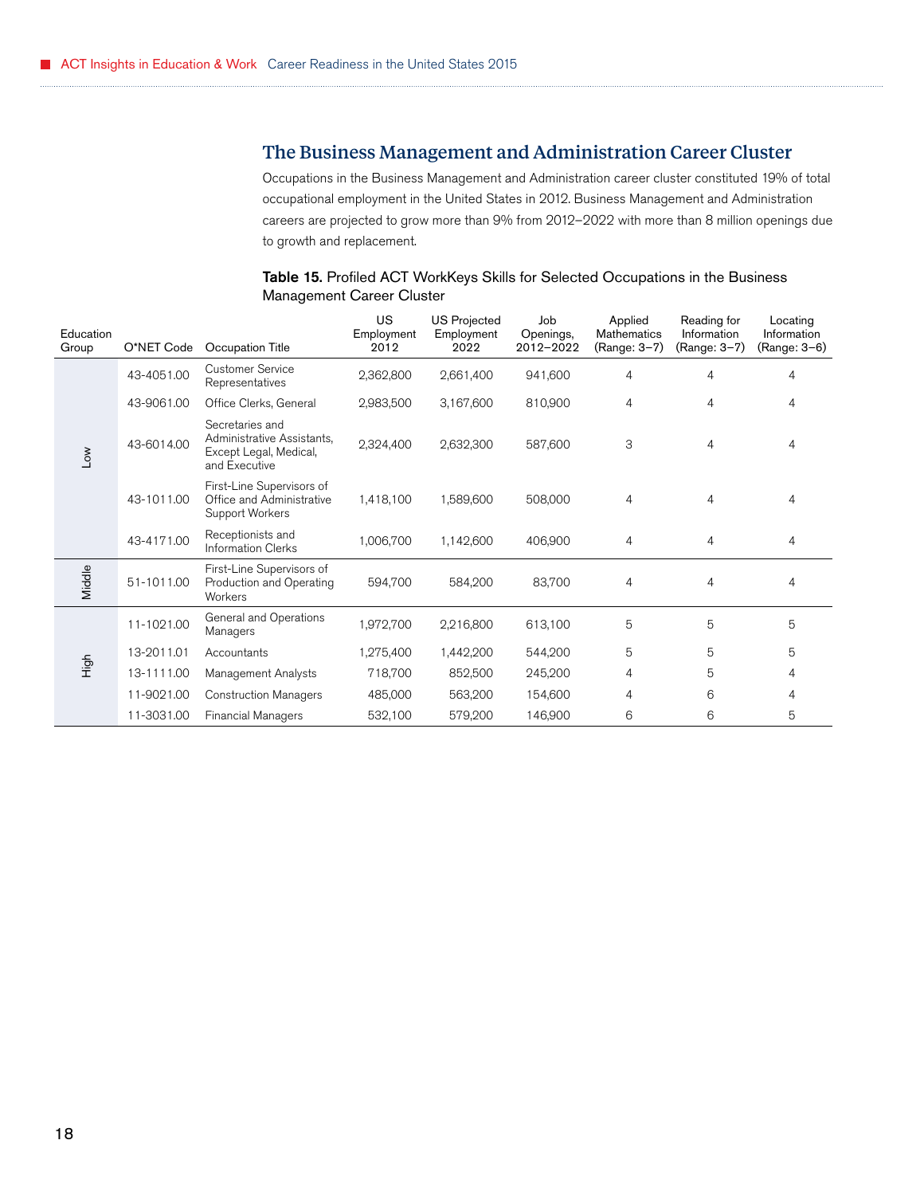## The Business Management and Administration Career Cluster

Occupations in the Business Management and Administration career cluster constituted 19% of total occupational employment in the United States in 2012. Business Management and Administration careers are projected to grow more than 9% from 2012–2022 with more than 8 million openings due to growth and replacement.

**Table 15.** Profiled ACT WorkKeys Skills for Selected Occupations in the Business Management Career Cluster

| Education Group | O*NET Code | Occupation Title | US Employment 2012 | US Projected Employment 2022 | Job Openings, 2012–2022 | Applied Mathematics (Range: 3–7) | Reading for Information (Range: 3–7) | Locating Information (Range: 3–6) |
|---|---|---|---|---|---|---|---|---|
| Low | 43-4051.00 | Customer Service Representatives | 2,362,800 | 2,661,400 | 941,600 | 4 | 4 | 4 |
| | 43-9061.00 | Office Clerks, General | 2,983,500 | 3,167,600 | 810,900 | 4 | 4 | 4 |
| | 43-6014.00 | Secretaries and Administrative Assistants, Except Legal, Medical, and Executive | 2,324,400 | 2,632,300 | 587,600 | 3 | 4 | 4 |
| | 43-1011.00 | First-Line Supervisors of Office and Administrative Support Workers | 1,418,100 | 1,589,600 | 508,000 | 4 | 4 | 4 |
| | 43-4171.00 | Receptionists and Information Clerks | 1,006,700 | 1,142,600 | 406,900 | 4 | 4 | 4 |
| Middle | 51-1011.00 | First-Line Supervisors of Production and Operating Workers | 594,700 | 584,200 | 83,700 | 4 | 4 | 4 |
| High | 11-1021.00 | General and Operations Managers | 1,972,700 | 2,216,800 | 613,100 | 5 | 5 | 5 |
| | 13-2011.01 | Accountants | 1,275,400 | 1,442,200 | 544,200 | 5 | 5 | 5 |
| | 13-1111.00 | Management Analysts | 718,700 | 852,500 | 245,200 | 4 | 5 | 4 |
| | 11-9021.00 | Construction Managers | 485,000 | 563,200 | 154,600 | 4 | 6 | 4 |
| | 11-3031.00 | Financial Managers | 532,100 | 579,200 | 146,900 | 6 | 6 | 5 |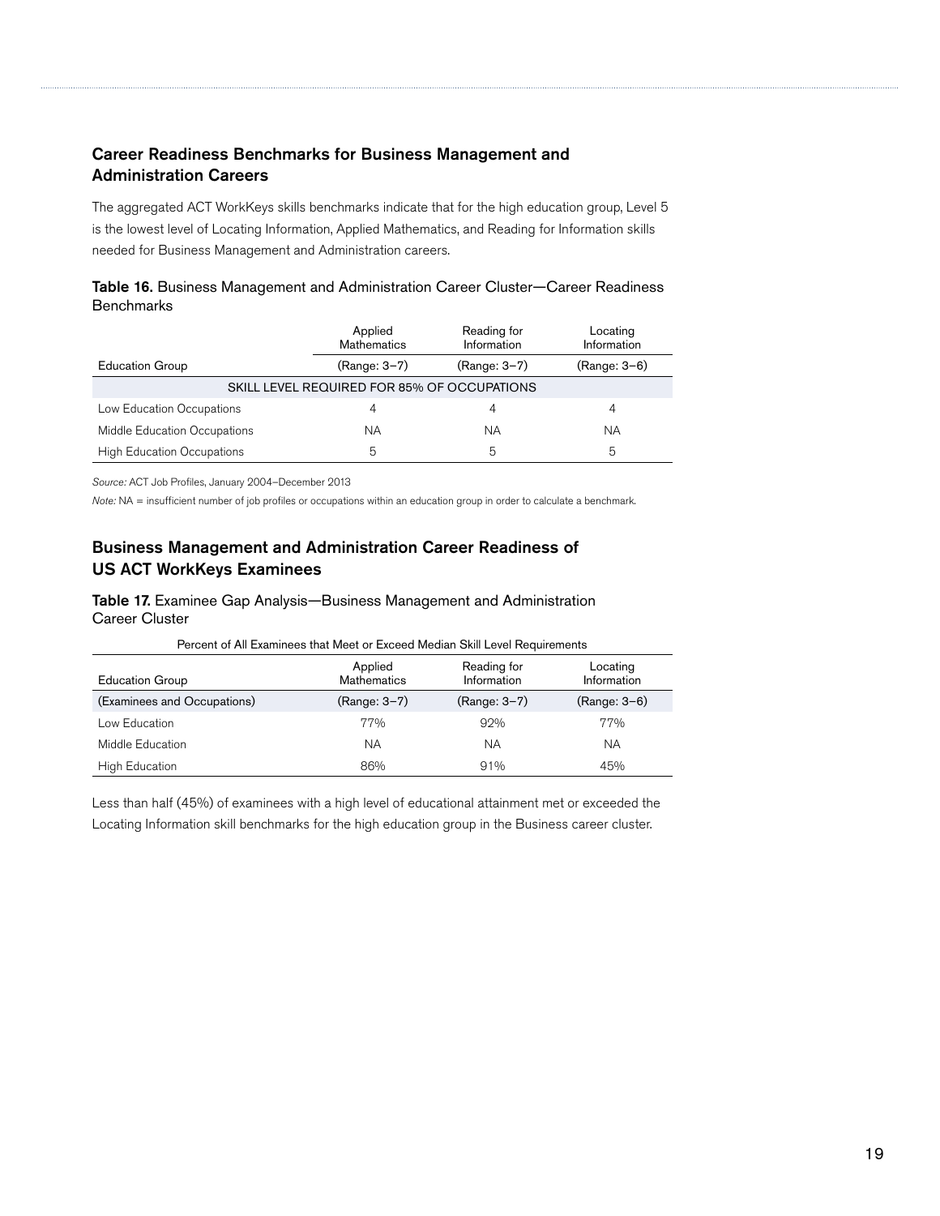## Career Readiness Benchmarks for Business Management and Administration Careers

The aggregated ACT WorkKeys skills benchmarks indicate that for the high education group, Level 5 is the lowest level of Locating Information, Applied Mathematics, and Reading for Information skills needed for Business Management and Administration careers.

**Table 16.** Business Management and Administration Career Cluster—Career Readiness Benchmarks

| Education Group | Applied Mathematics (Range: 3–7) | Reading for Information (Range: 3–7) | Locating Information (Range: 3–6) |
|---|---|---|---|
| SKILL LEVEL REQUIRED FOR 85% OF OCCUPATIONS | | | |
| Low Education Occupations | 4 | 4 | 4 |
| Middle Education Occupations | NA | NA | NA |
| High Education Occupations | 5 | 5 | 5 |

*Source:* ACT Job Profiles, January 2004–December 2013

*Note:* NA = insufficient number of job profiles or occupations within an education group in order to calculate a benchmark.

## Business Management and Administration Career Readiness of US ACT WorkKeys Examinees

**Table 17.** Examinee Gap Analysis—Business Management and Administration Career Cluster

| | Percent of All Examinees that Meet or Exceed Median Skill Level Requirements | | |
|---|---|---|---|
| Education Group | Applied Mathematics | Reading for Information | Locating Information |
| (Examinees and Occupations) | (Range: 3–7) | (Range: 3–7) | (Range: 3–6) |
| Low Education | 77% | 92% | 77% |
| Middle Education | NA | NA | NA |
| High Education | 86% | 91% | 45% |

Less than half (45%) of examinees with a high level of educational attainment met or exceeded the Locating Information skill benchmarks for the high education group in the Business career cluster.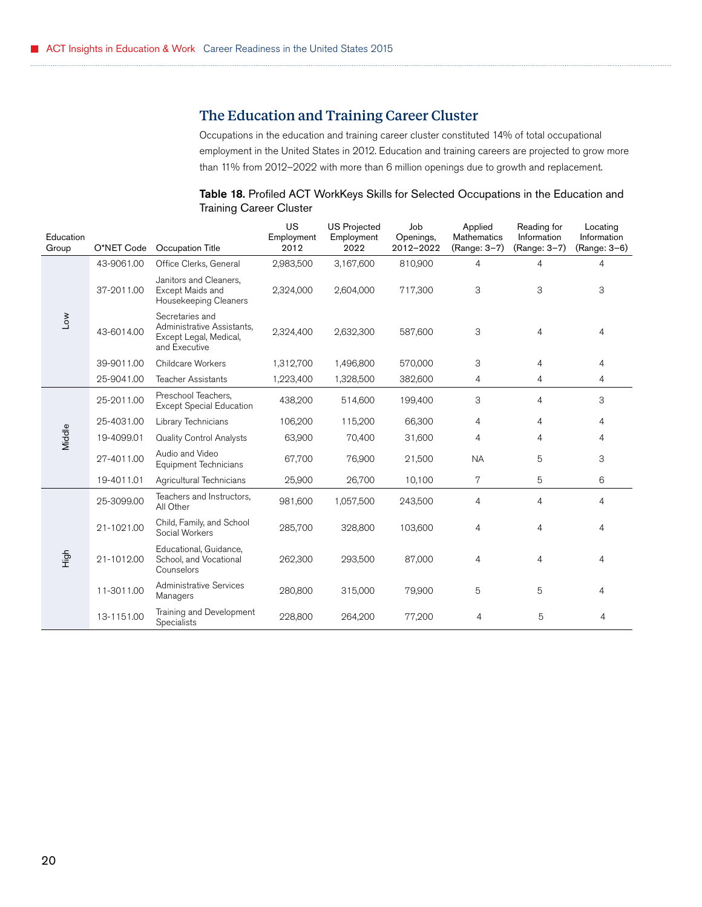## The Education and Training Career Cluster

Occupations in the education and training career cluster constituted 14% of total occupational employment in the United States in 2012. Education and training careers are projected to grow more than 11% from 2012–2022 with more than 6 million openings due to growth and replacement.

**Table 18.** Profiled ACT WorkKeys Skills for Selected Occupations in the Education and Training Career Cluster

| Education Group | O*NET Code | Occupation Title | US Employment 2012 | US Projected Employment 2022 | Job Openings, 2012–2022 | Applied Mathematics (Range: 3–7) | Reading for Information (Range: 3–7) | Locating Information (Range: 3–6) |
|---|---|---|---|---|---|---|---|---|
| Low | 43-9061.00 | Office Clerks, General | 2,983,500 | 3,167,600 | 810,900 | 4 | 4 | 4 |
| | 37-2011.00 | Janitors and Cleaners, Except Maids and Housekeeping Cleaners | 2,324,000 | 2,604,000 | 717,300 | 3 | 3 | 3 |
| | 43-6014.00 | Secretaries and Administrative Assistants, Except Legal, Medical, and Executive | 2,324,400 | 2,632,300 | 587,600 | 3 | 4 | 4 |
| | 39-9011.00 | Childcare Workers | 1,312,700 | 1,496,800 | 570,000 | 3 | 4 | 4 |
| | 25-9041.00 | Teacher Assistants | 1,223,400 | 1,328,500 | 382,600 | 4 | 4 | 4 |
| Middle | 25-2011.00 | Preschool Teachers, Except Special Education | 438,200 | 514,600 | 199,400 | 3 | 4 | 3 |
| | 25-4031.00 | Library Technicians | 106,200 | 115,200 | 66,300 | 4 | 4 | 4 |
| | 19-4099.01 | Quality Control Analysts | 63,900 | 70,400 | 31,600 | 4 | 4 | 4 |
| | 27-4011.00 | Audio and Video Equipment Technicians | 67,700 | 76,900 | 21,500 | NA | 5 | 3 |
| | 19-4011.01 | Agricultural Technicians | 25,900 | 26,700 | 10,100 | 7 | 5 | 6 |
| High | 25-3099.00 | Teachers and Instructors, All Other | 981,600 | 1,057,500 | 243,500 | 4 | 4 | 4 |
| | 21-1021.00 | Child, Family, and School Social Workers | 285,700 | 328,800 | 103,600 | 4 | 4 | 4 |
| | 21-1012.00 | Educational, Guidance, School, and Vocational Counselors | 262,300 | 293,500 | 87,000 | 4 | 4 | 4 |
| | 11-3011.00 | Administrative Services Managers | 280,800 | 315,000 | 79,900 | 5 | 5 | 4 |
| | 13-1151.00 | Training and Development Specialists | 228,800 | 264,200 | 77,200 | 4 | 5 | 4 |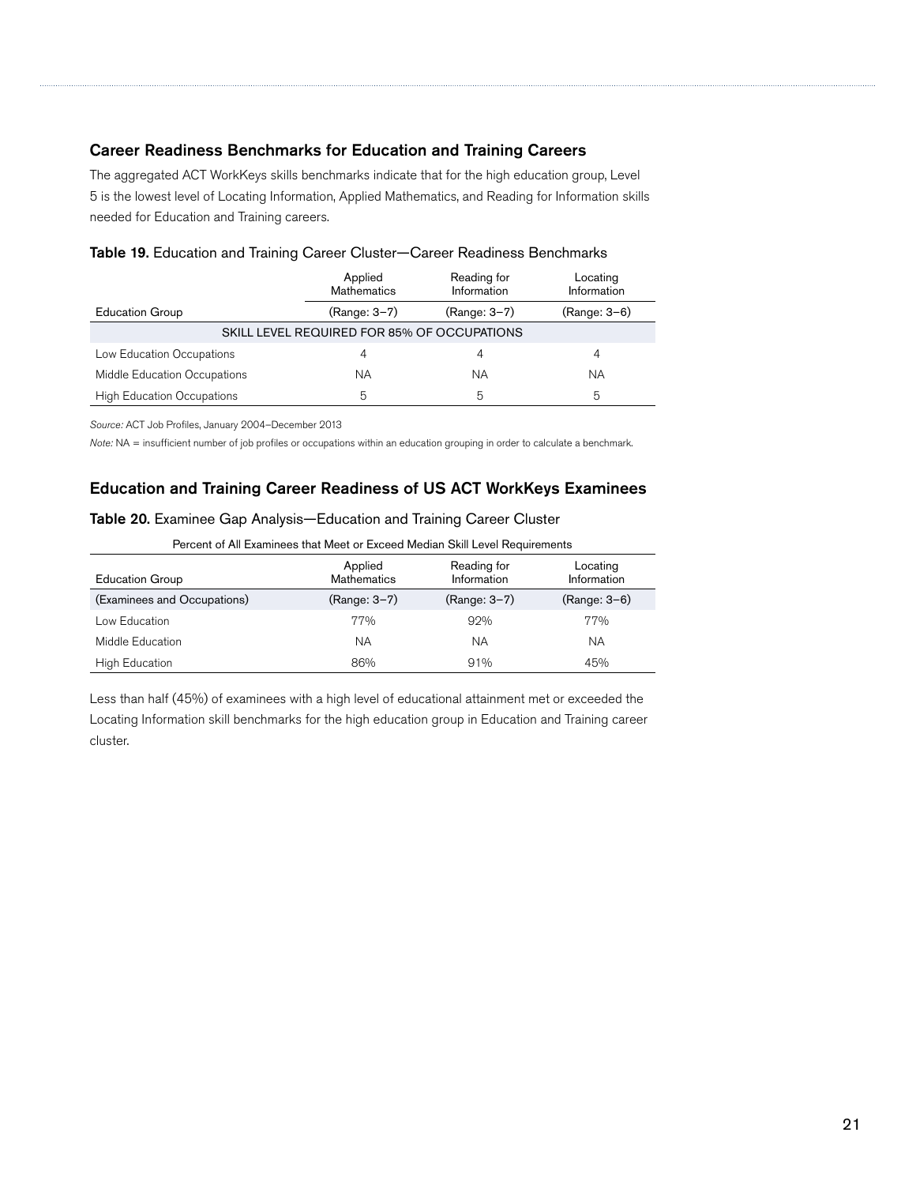## Career Readiness Benchmarks for Education and Training Careers

The aggregated ACT WorkKeys skills benchmarks indicate that for the high education group, Level 5 is the lowest level of Locating Information, Applied Mathematics, and Reading for Information skills needed for Education and Training careers.

**Table 19.** Education and Training Career Cluster—Career Readiness Benchmarks

| Education Group | Applied Mathematics (Range: 3–7) | Reading for Information (Range: 3–7) | Locating Information (Range: 3–6) |
|---|---|---|---|
| SKILL LEVEL REQUIRED FOR 85% OF OCCUPATIONS | | | |
| Low Education Occupations | 4 | 4 | 4 |
| Middle Education Occupations | NA | NA | NA |
| High Education Occupations | 5 | 5 | 5 |

*Source:* ACT Job Profiles, January 2004–December 2013

*Note:* NA = insufficient number of job profiles or occupations within an education grouping in order to calculate a benchmark.

## Education and Training Career Readiness of US ACT WorkKeys Examinees

**Table 20.** Examinee Gap Analysis—Education and Training Career Cluster

| Percent of All Examinees that Meet or Exceed Median Skill Level Requirements | | | |
|---|---|---|---|
| Education Group | Applied Mathematics | Reading for Information | Locating Information |
| (Examinees and Occupations) | (Range: 3–7) | (Range: 3–7) | (Range: 3–6) |
| Low Education | 77% | 92% | 77% |
| Middle Education | NA | NA | NA |
| High Education | 86% | 91% | 45% |

Less than half (45%) of examinees with a high level of educational attainment met or exceeded the Locating Information skill benchmarks for the high education group in Education and Training career cluster.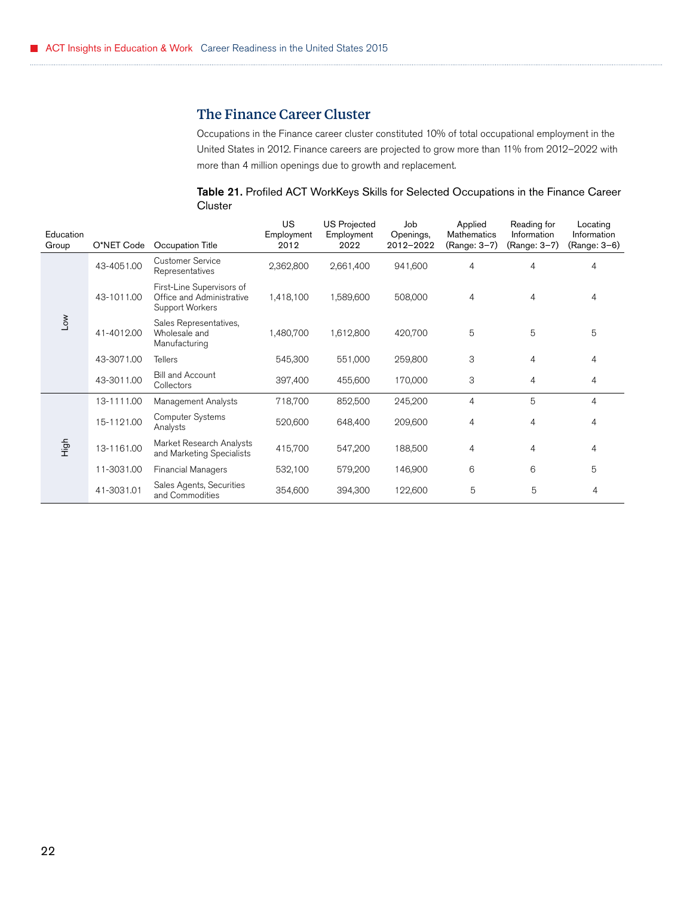## The Finance Career Cluster

Occupations in the Finance career cluster constituted 10% of total occupational employment in the United States in 2012. Finance careers are projected to grow more than 11% from 2012–2022 with more than 4 million openings due to growth and replacement.

**Table 21.** Profiled ACT WorkKeys Skills for Selected Occupations in the Finance Career Cluster

| Education Group | O*NET Code | Occupation Title | US Employment 2012 | US Projected Employment 2022 | Job Openings, 2012–2022 | Applied Mathematics (Range: 3–7) | Reading for Information (Range: 3–7) | Locating Information (Range: 3–6) |
|---|---|---|---|---|---|---|---|---|
| Low | 43-4051.00 | Customer Service Representatives | 2,362,800 | 2,661,400 | 941,600 | 4 | 4 | 4 |
| | 43-1011.00 | First-Line Supervisors of Office and Administrative Support Workers | 1,418,100 | 1,589,600 | 508,000 | 4 | 4 | 4 |
| | 41-4012.00 | Sales Representatives, Wholesale and Manufacturing | 1,480,700 | 1,612,800 | 420,700 | 5 | 5 | 5 |
| | 43-3071.00 | Tellers | 545,300 | 551,000 | 259,800 | 3 | 4 | 4 |
| | 43-3011.00 | Bill and Account Collectors | 397,400 | 455,600 | 170,000 | 3 | 4 | 4 |
| High | 13-1111.00 | Management Analysts | 718,700 | 852,500 | 245,200 | 4 | 5 | 4 |
| | 15-1121.00 | Computer Systems Analysts | 520,600 | 648,400 | 209,600 | 4 | 4 | 4 |
| | 13-1161.00 | Market Research Analysts and Marketing Specialists | 415,700 | 547,200 | 188,500 | 4 | 4 | 4 |
| | 11-3031.00 | Financial Managers | 532,100 | 579,200 | 146,900 | 6 | 6 | 5 |
| | 41-3031.01 | Sales Agents, Securities and Commodities | 354,600 | 394,300 | 122,600 | 5 | 5 | 4 |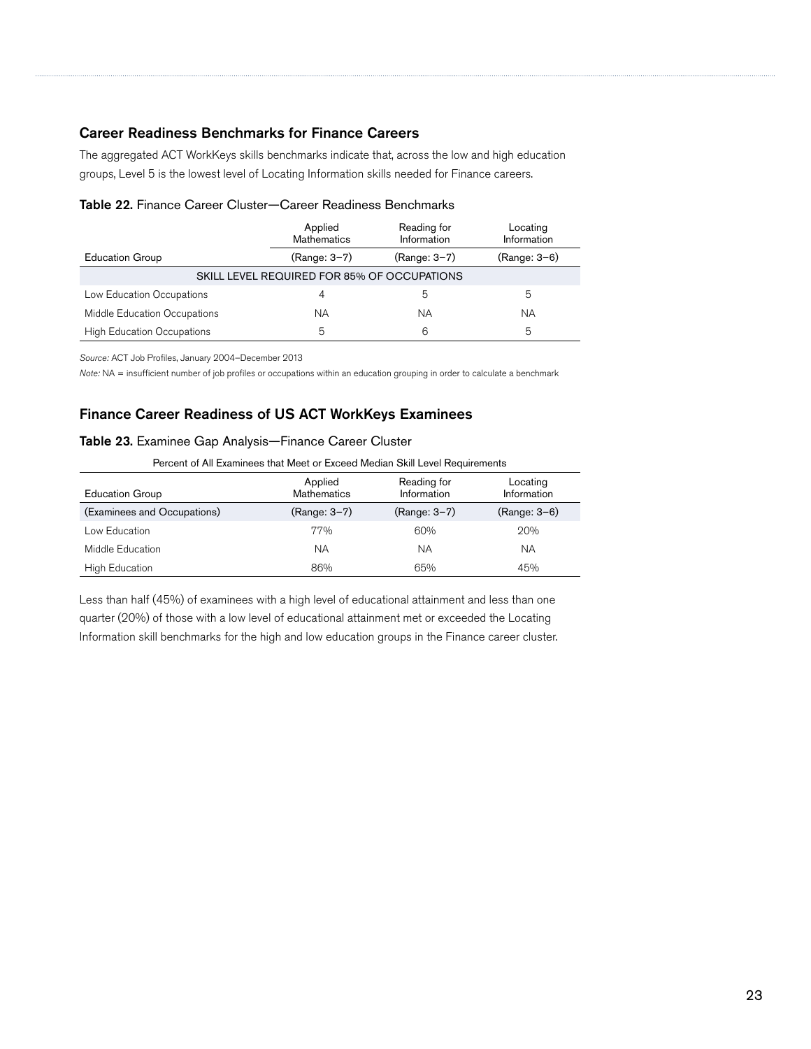### Career Readiness Benchmarks for Finance Careers

The aggregated ACT WorkKeys skills benchmarks indicate that, across the low and high education groups, Level 5 is the lowest level of Locating Information skills needed for Finance careers.

**Table 22.** Finance Career Cluster—Career Readiness Benchmarks

| Education Group | Applied Mathematics (Range: 3–7) | Reading for Information (Range: 3–7) | Locating Information (Range: 3–6) |
|---|---|---|---|
| SKILL LEVEL REQUIRED FOR 85% OF OCCUPATIONS | | | |
| Low Education Occupations | 4 | 5 | 5 |
| Middle Education Occupations | NA | NA | NA |
| High Education Occupations | 5 | 6 | 5 |

*Source:* ACT Job Profiles, January 2004–December 2013

*Note:* NA = insufficient number of job profiles or occupations within an education grouping in order to calculate a benchmark

### Finance Career Readiness of US ACT WorkKeys Examinees

**Table 23.** Examinee Gap Analysis—Finance Career Cluster

| | Percent of All Examinees that Meet or Exceed Median Skill Level Requirements | | |
|---|---|---|---|
| Education Group (Examinees and Occupations) | Applied Mathematics (Range: 3–7) | Reading for Information (Range: 3–7) | Locating Information (Range: 3–6) |
| Low Education | 77% | 60% | 20% |
| Middle Education | NA | NA | NA |
| High Education | 86% | 65% | 45% |

Less than half (45%) of examinees with a high level of educational attainment and less than one quarter (20%) of those with a low level of educational attainment met or exceeded the Locating Information skill benchmarks for the high and low education groups in the Finance career cluster.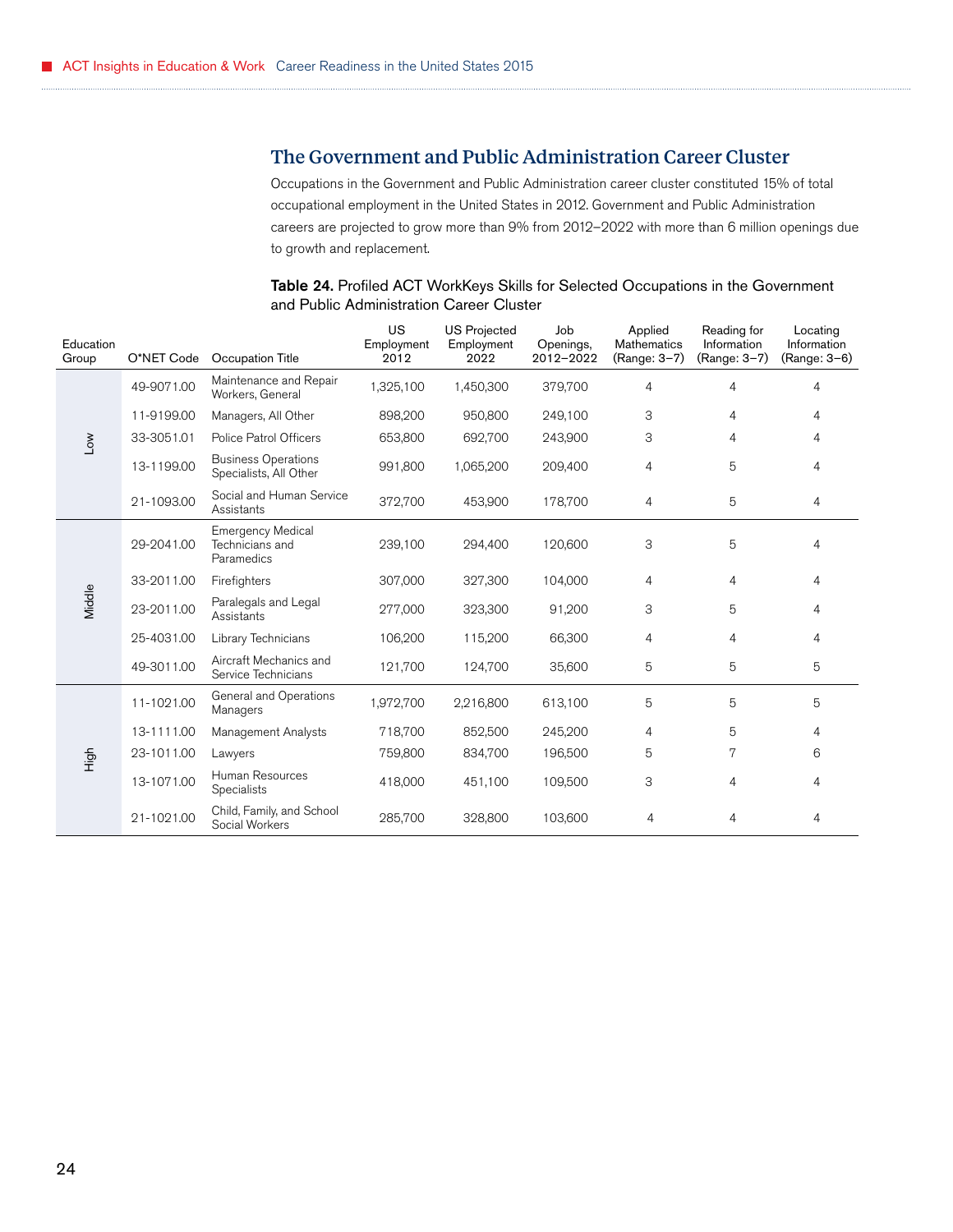## The Government and Public Administration Career Cluster

Occupations in the Government and Public Administration career cluster constituted 15% of total occupational employment in the United States in 2012. Government and Public Administration careers are projected to grow more than 9% from 2012–2022 with more than 6 million openings due to growth and replacement.

**Table 24.** Profiled ACT WorkKeys Skills for Selected Occupations in the Government and Public Administration Career Cluster

| Education Group | O*NET Code | Occupation Title | US Employment 2012 | US Projected Employment 2022 | Job Openings, 2012–2022 | Applied Mathematics (Range: 3–7) | Reading for Information (Range: 3–7) | Locating Information (Range: 3–6) |
|---|---|---|---|---|---|---|---|---|
| Low | 49-9071.00 | Maintenance and Repair Workers, General | 1,325,100 | 1,450,300 | 379,700 | 4 | 4 | 4 |
| | 11-9199.00 | Managers, All Other | 898,200 | 950,800 | 249,100 | 3 | 4 | 4 |
| | 33-3051.01 | Police Patrol Officers | 653,800 | 692,700 | 243,900 | 3 | 4 | 4 |
| | 13-1199.00 | Business Operations Specialists, All Other | 991,800 | 1,065,200 | 209,400 | 4 | 5 | 4 |
| | 21-1093.00 | Social and Human Service Assistants | 372,700 | 453,900 | 178,700 | 4 | 5 | 4 |
| Middle | 29-2041.00 | Emergency Medical Technicians and Paramedics | 239,100 | 294,400 | 120,600 | 3 | 5 | 4 |
| | 33-2011.00 | Firefighters | 307,000 | 327,300 | 104,000 | 4 | 4 | 4 |
| | 23-2011.00 | Paralegals and Legal Assistants | 277,000 | 323,300 | 91,200 | 3 | 5 | 4 |
| | 25-4031.00 | Library Technicians | 106,200 | 115,200 | 66,300 | 4 | 4 | 4 |
| | 49-3011.00 | Aircraft Mechanics and Service Technicians | 121,700 | 124,700 | 35,600 | 5 | 5 | 5 |
| High | 11-1021.00 | General and Operations Managers | 1,972,700 | 2,216,800 | 613,100 | 5 | 5 | 5 |
| | 13-1111.00 | Management Analysts | 718,700 | 852,500 | 245,200 | 4 | 5 | 4 |
| | 23-1011.00 | Lawyers | 759,800 | 834,700 | 196,500 | 5 | 7 | 6 |
| | 13-1071.00 | Human Resources Specialists | 418,000 | 451,100 | 109,500 | 3 | 4 | 4 |
| | 21-1021.00 | Child, Family, and School Social Workers | 285,700 | 328,800 | 103,600 | 4 | 4 | 4 |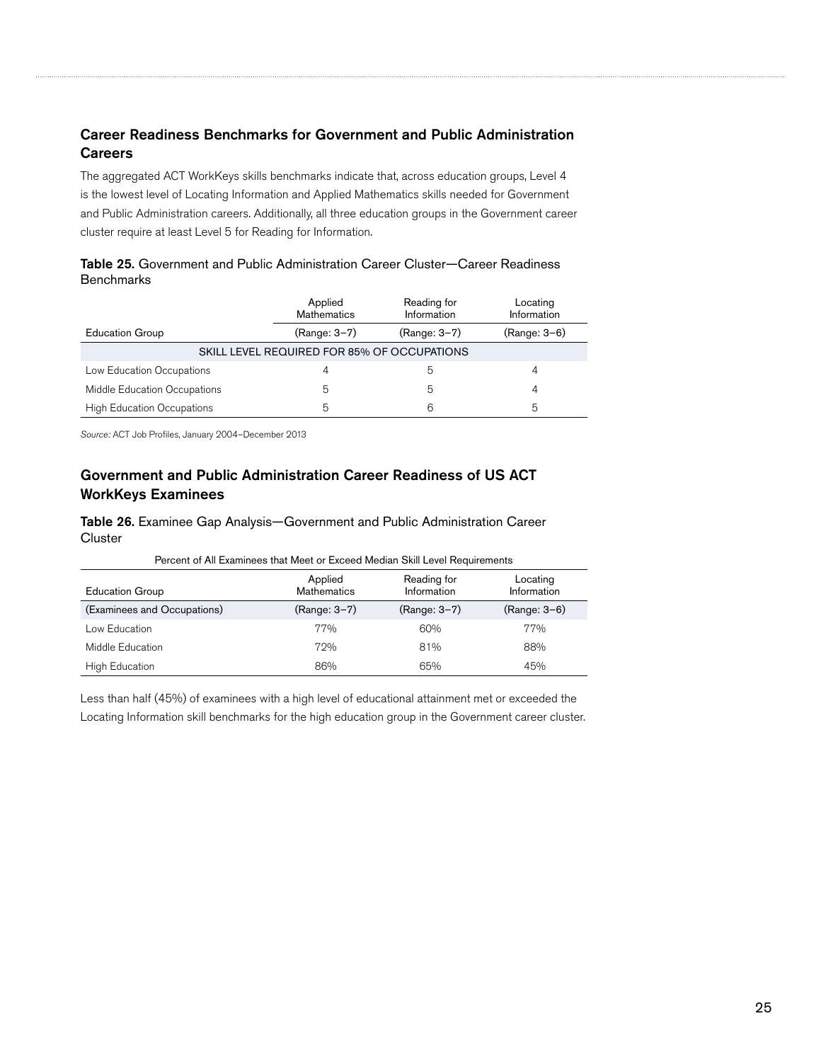## Career Readiness Benchmarks for Government and Public Administration Careers

The aggregated ACT WorkKeys skills benchmarks indicate that, across education groups, Level 4 is the lowest level of Locating Information and Applied Mathematics skills needed for Government and Public Administration careers. Additionally, all three education groups in the Government career cluster require at least Level 5 for Reading for Information.

**Table 25.** Government and Public Administration Career Cluster—Career Readiness Benchmarks

| Education Group | Applied Mathematics (Range: 3–7) | Reading for Information (Range: 3–7) | Locating Information (Range: 3–6) |
|---|---|---|---|
| SKILL LEVEL REQUIRED FOR 85% OF OCCUPATIONS | | | |
| Low Education Occupations | 4 | 5 | 4 |
| Middle Education Occupations | 5 | 5 | 4 |
| High Education Occupations | 5 | 6 | 5 |

*Source:* ACT Job Profiles, January 2004–December 2013

## Government and Public Administration Career Readiness of US ACT WorkKeys Examinees

**Table 26.** Examinee Gap Analysis—Government and Public Administration Career Cluster

| | Percent of All Examinees that Meet or Exceed Median Skill Level Requirements | | |
|---|---|---|---|
| Education Group | Applied Mathematics | Reading for Information | Locating Information |
| (Examinees and Occupations) | (Range: 3–7) | (Range: 3–7) | (Range: 3–6) |
| Low Education | 77% | 60% | 77% |
| Middle Education | 72% | 81% | 88% |
| High Education | 86% | 65% | 45% |

Less than half (45%) of examinees with a high level of educational attainment met or exceeded the Locating Information skill benchmarks for the high education group in the Government career cluster.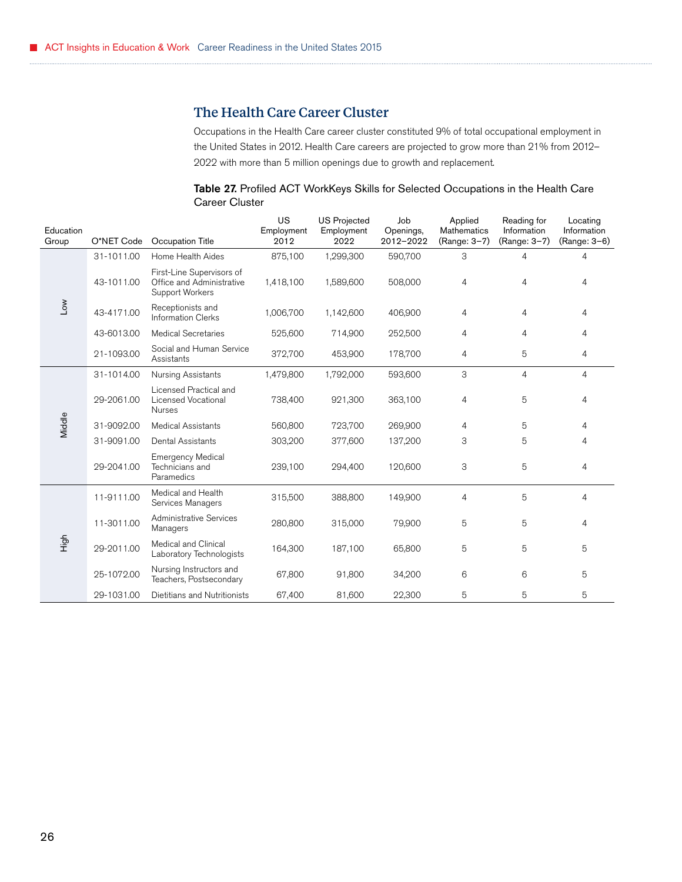## The Health Care Career Cluster

Occupations in the Health Care career cluster constituted 9% of total occupational employment in the United States in 2012. Health Care careers are projected to grow more than 21% from 2012–2022 with more than 5 million openings due to growth and replacement.

**Table 27.** Profiled ACT WorkKeys Skills for Selected Occupations in the Health Care Career Cluster

| Education Group | O*NET Code | Occupation Title | US Employment 2012 | US Projected Employment 2022 | Job Openings, 2012–2022 | Applied Mathematics (Range: 3–7) | Reading for Information (Range: 3–7) | Locating Information (Range: 3–6) |
|---|---|---|---|---|---|---|---|---|
| Low | 31-1011.00 | Home Health Aides | 875,100 | 1,299,300 | 590,700 | 3 | 4 | 4 |
| | 43-1011.00 | First-Line Supervisors of Office and Administrative Support Workers | 1,418,100 | 1,589,600 | 508,000 | 4 | 4 | 4 |
| | 43-4171.00 | Receptionists and Information Clerks | 1,006,700 | 1,142,600 | 406,900 | 4 | 4 | 4 |
| | 43-6013.00 | Medical Secretaries | 525,600 | 714,900 | 252,500 | 4 | 4 | 4 |
| | 21-1093.00 | Social and Human Service Assistants | 372,700 | 453,900 | 178,700 | 4 | 5 | 4 |
| Middle | 31-1014.00 | Nursing Assistants | 1,479,800 | 1,792,000 | 593,600 | 3 | 4 | 4 |
| | 29-2061.00 | Licensed Practical and Licensed Vocational Nurses | 738,400 | 921,300 | 363,100 | 4 | 5 | 4 |
| | 31-9092.00 | Medical Assistants | 560,800 | 723,700 | 269,900 | 4 | 5 | 4 |
| | 31-9091.00 | Dental Assistants | 303,200 | 377,600 | 137,200 | 3 | 5 | 4 |
| | 29-2041.00 | Emergency Medical Technicians and Paramedics | 239,100 | 294,400 | 120,600 | 3 | 5 | 4 |
| High | 11-9111.00 | Medical and Health Services Managers | 315,500 | 388,800 | 149,900 | 4 | 5 | 4 |
| | 11-3011.00 | Administrative Services Managers | 280,800 | 315,000 | 79,900 | 5 | 5 | 4 |
| | 29-2011.00 | Medical and Clinical Laboratory Technologists | 164,300 | 187,100 | 65,800 | 5 | 5 | 5 |
| | 25-1072.00 | Nursing Instructors and Teachers, Postsecondary | 67,800 | 91,800 | 34,200 | 6 | 6 | 5 |
| | 29-1031.00 | Dietitians and Nutritionists | 67,400 | 81,600 | 22,300 | 5 | 5 | 5 |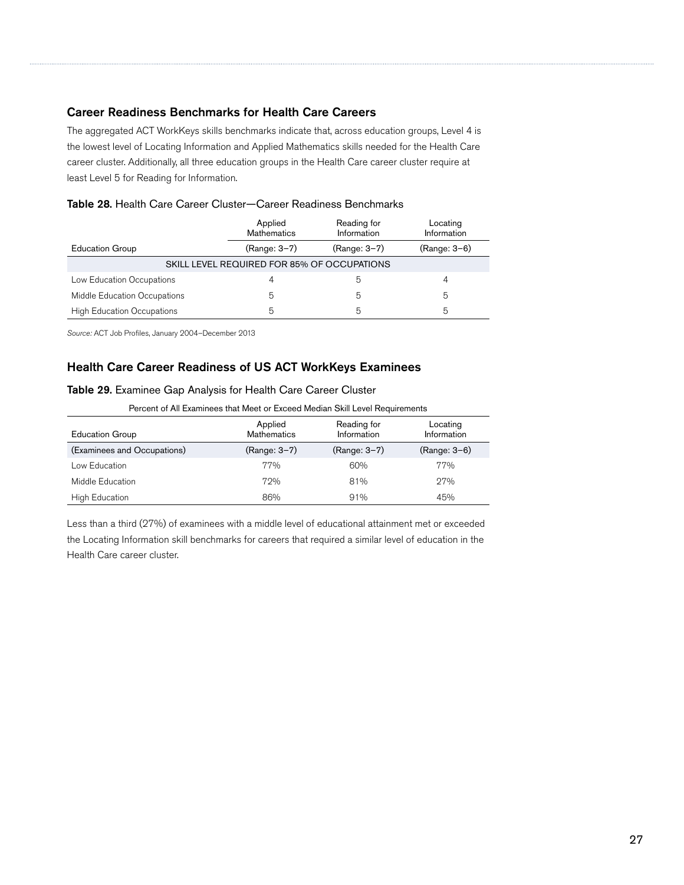## Career Readiness Benchmarks for Health Care Careers

The aggregated ACT WorkKeys skills benchmarks indicate that, across education groups, Level 4 is the lowest level of Locating Information and Applied Mathematics skills needed for the Health Care career cluster. Additionally, all three education groups in the Health Care career cluster require at least Level 5 for Reading for Information.

**Table 28.** Health Care Career Cluster—Career Readiness Benchmarks

| Education Group | Applied Mathematics (Range: 3–7) | Reading for Information (Range: 3–7) | Locating Information (Range: 3–6) |
|---|---|---|---|
| SKILL LEVEL REQUIRED FOR 85% OF OCCUPATIONS | | | |
| Low Education Occupations | 4 | 5 | 4 |
| Middle Education Occupations | 5 | 5 | 5 |
| High Education Occupations | 5 | 5 | 5 |

*Source:* ACT Job Profiles, January 2004–December 2013

## Health Care Career Readiness of US ACT WorkKeys Examinees

**Table 29.** Examinee Gap Analysis for Health Care Career Cluster

| | Percent of All Examinees that Meet or Exceed Median Skill Level Requirements | | |
|---|---|---|---|
| Education Group | Applied Mathematics | Reading for Information | Locating Information |
| (Examinees and Occupations) | (Range: 3–7) | (Range: 3–7) | (Range: 3–6) |
| Low Education | 77% | 60% | 77% |
| Middle Education | 72% | 81% | 27% |
| High Education | 86% | 91% | 45% |

Less than a third (27%) of examinees with a middle level of educational attainment met or exceeded the Locating Information skill benchmarks for careers that required a similar level of education in the Health Care career cluster.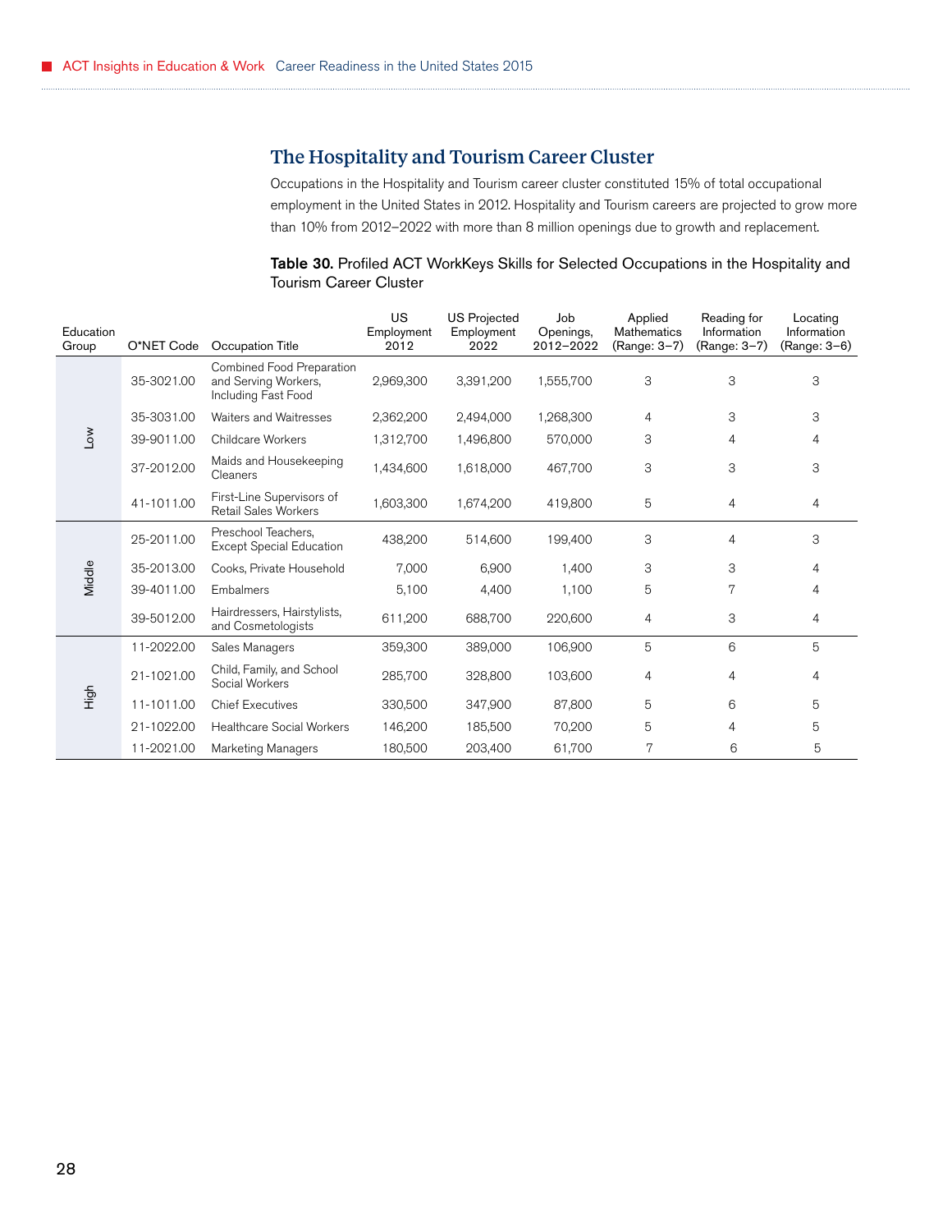## The Hospitality and Tourism Career Cluster

Occupations in the Hospitality and Tourism career cluster constituted 15% of total occupational employment in the United States in 2012. Hospitality and Tourism careers are projected to grow more than 10% from 2012–2022 with more than 8 million openings due to growth and replacement.

**Table 30.** Profiled ACT WorkKeys Skills for Selected Occupations in the Hospitality and Tourism Career Cluster

| Education Group | O*NET Code | Occupation Title | US Employment 2012 | US Projected Employment 2022 | Job Openings, 2012–2022 | Applied Mathematics (Range: 3–7) | Reading for Information (Range: 3–7) | Locating Information (Range: 3–6) |
|---|---|---|---|---|---|---|---|---|
| Low | 35-3021.00 | Combined Food Preparation and Serving Workers, Including Fast Food | 2,969,300 | 3,391,200 | 1,555,700 | 3 | 3 | 3 |
| | 35-3031.00 | Waiters and Waitresses | 2,362,200 | 2,494,000 | 1,268,300 | 4 | 3 | 3 |
| | 39-9011.00 | Childcare Workers | 1,312,700 | 1,496,800 | 570,000 | 3 | 4 | 4 |
| | 37-2012.00 | Maids and Housekeeping Cleaners | 1,434,600 | 1,618,000 | 467,700 | 3 | 3 | 3 |
| | 41-1011.00 | First-Line Supervisors of Retail Sales Workers | 1,603,300 | 1,674,200 | 419,800 | 5 | 4 | 4 |
| Middle | 25-2011.00 | Preschool Teachers, Except Special Education | 438,200 | 514,600 | 199,400 | 3 | 4 | 3 |
| | 35-2013.00 | Cooks, Private Household | 7,000 | 6,900 | 1,400 | 3 | 3 | 4 |
| | 39-4011.00 | Embalmers | 5,100 | 4,400 | 1,100 | 5 | 7 | 4 |
| | 39-5012.00 | Hairdressers, Hairstylists, and Cosmetologists | 611,200 | 688,700 | 220,600 | 4 | 3 | 4 |
| High | 11-2022.00 | Sales Managers | 359,300 | 389,000 | 106,900 | 5 | 6 | 5 |
| | 21-1021.00 | Child, Family, and School Social Workers | 285,700 | 328,800 | 103,600 | 4 | 4 | 4 |
| | 11-1011.00 | Chief Executives | 330,500 | 347,900 | 87,800 | 5 | 6 | 5 |
| | 21-1022.00 | Healthcare Social Workers | 146,200 | 185,500 | 70,200 | 5 | 4 | 5 |
| | 11-2021.00 | Marketing Managers | 180,500 | 203,400 | 61,700 | 7 | 6 | 5 |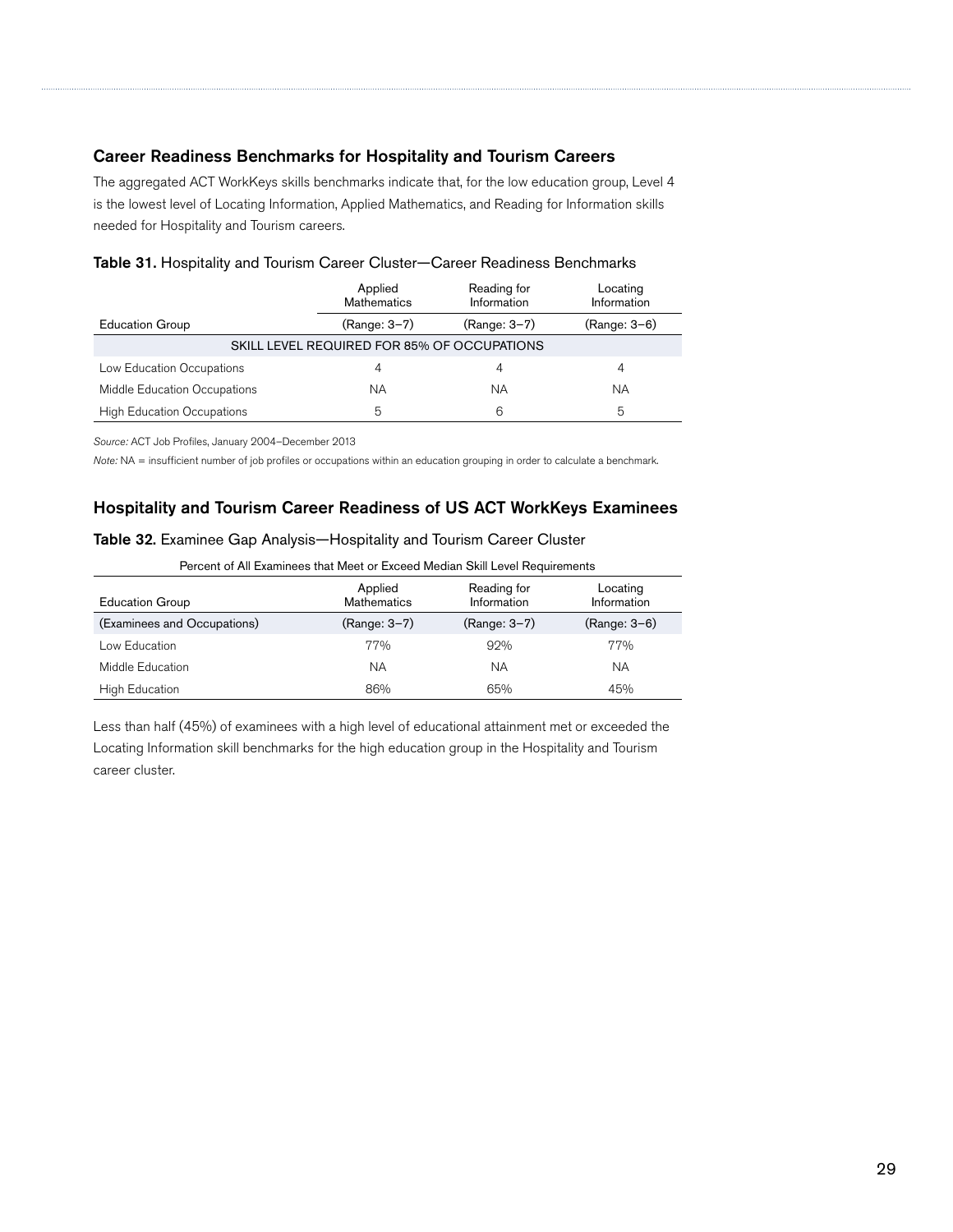## Career Readiness Benchmarks for Hospitality and Tourism Careers

The aggregated ACT WorkKeys skills benchmarks indicate that, for the low education group, Level 4 is the lowest level of Locating Information, Applied Mathematics, and Reading for Information skills needed for Hospitality and Tourism careers.

**Table 31.** Hospitality and Tourism Career Cluster—Career Readiness Benchmarks

| Education Group | Applied Mathematics (Range: 3–7) | Reading for Information (Range: 3–7) | Locating Information (Range: 3–6) |
|---|---|---|---|
| SKILL LEVEL REQUIRED FOR 85% OF OCCUPATIONS | | | |
| Low Education Occupations | 4 | 4 | 4 |
| Middle Education Occupations | NA | NA | NA |
| High Education Occupations | 5 | 6 | 5 |

*Source:* ACT Job Profiles, January 2004–December 2013

*Note:* NA = insufficient number of job profiles or occupations within an education grouping in order to calculate a benchmark.

## Hospitality and Tourism Career Readiness of US ACT WorkKeys Examinees

**Table 32.** Examinee Gap Analysis—Hospitality and Tourism Career Cluster

Percent of All Examinees that Meet or Exceed Median Skill Level Requirements

| Education Group (Examinees and Occupations) | Applied Mathematics (Range: 3–7) | Reading for Information (Range: 3–7) | Locating Information (Range: 3–6) |
|---|---|---|---|
| Low Education | 77% | 92% | 77% |
| Middle Education | NA | NA | NA |
| High Education | 86% | 65% | 45% |

Less than half (45%) of examinees with a high level of educational attainment met or exceeded the Locating Information skill benchmarks for the high education group in the Hospitality and Tourism career cluster.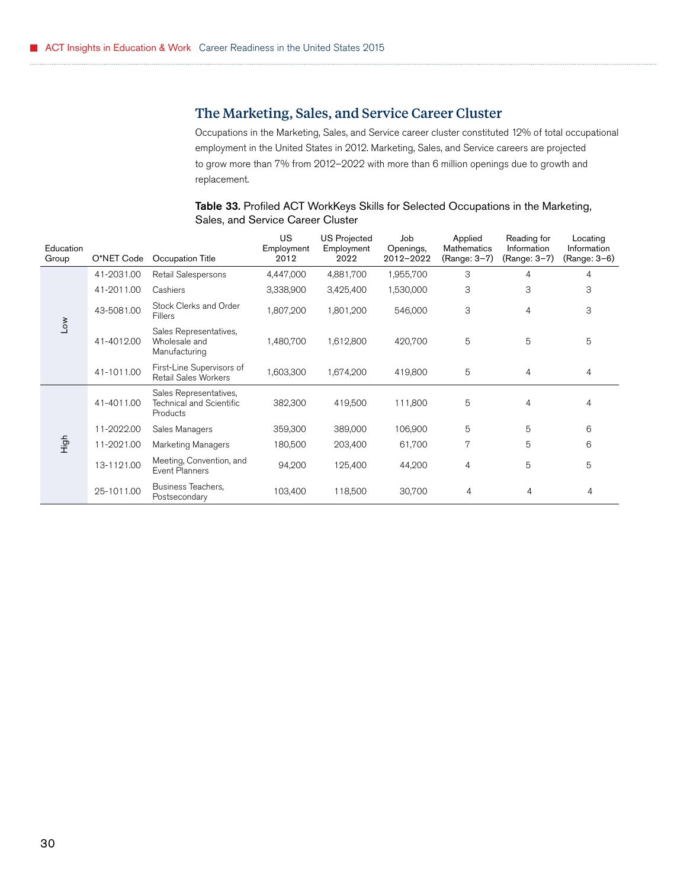## The Marketing, Sales, and Service Career Cluster

Occupations in the Marketing, Sales, and Service career cluster constituted 12% of total occupational employment in the United States in 2012. Marketing, Sales, and Service careers are projected to grow more than 7% from 2012–2022 with more than 6 million openings due to growth and replacement.

**Table 33.** Profiled ACT WorkKeys Skills for Selected Occupations in the Marketing, Sales, and Service Career Cluster

| Education Group | O*NET Code | Occupation Title | US Employment 2012 | US Projected Employment 2022 | Job Openings, 2012–2022 | Applied Mathematics (Range: 3–7) | Reading for Information (Range: 3–7) | Locating Information (Range: 3–6) |
|---|---|---|---|---|---|---|---|---|
| Low | 41-2031.00 | Retail Salespersons | 4,447,000 | 4,881,700 | 1,955,700 | 3 | 4 | 4 |
| | 41-2011.00 | Cashiers | 3,338,900 | 3,425,400 | 1,530,000 | 3 | 3 | 3 |
| | 43-5081.00 | Stock Clerks and Order Fillers | 1,807,200 | 1,801,200 | 546,000 | 3 | 4 | 3 |
| | 41-4012.00 | Sales Representatives, Wholesale and Manufacturing | 1,480,700 | 1,612,800 | 420,700 | 5 | 5 | 5 |
| | 41-1011.00 | First-Line Supervisors of Retail Sales Workers | 1,603,300 | 1,674,200 | 419,800 | 5 | 4 | 4 |
| High | 41-4011.00 | Sales Representatives, Technical and Scientific Products | 382,300 | 419,500 | 111,800 | 5 | 4 | 4 |
| | 11-2022.00 | Sales Managers | 359,300 | 389,000 | 106,900 | 5 | 5 | 6 |
| | 11-2021.00 | Marketing Managers | 180,500 | 203,400 | 61,700 | 7 | 5 | 6 |
| | 13-1121.00 | Meeting, Convention, and Event Planners | 94,200 | 125,400 | 44,200 | 4 | 5 | 5 |
| | 25-1011.00 | Business Teachers, Postsecondary | 103,400 | 118,500 | 30,700 | 4 | 4 | 4 |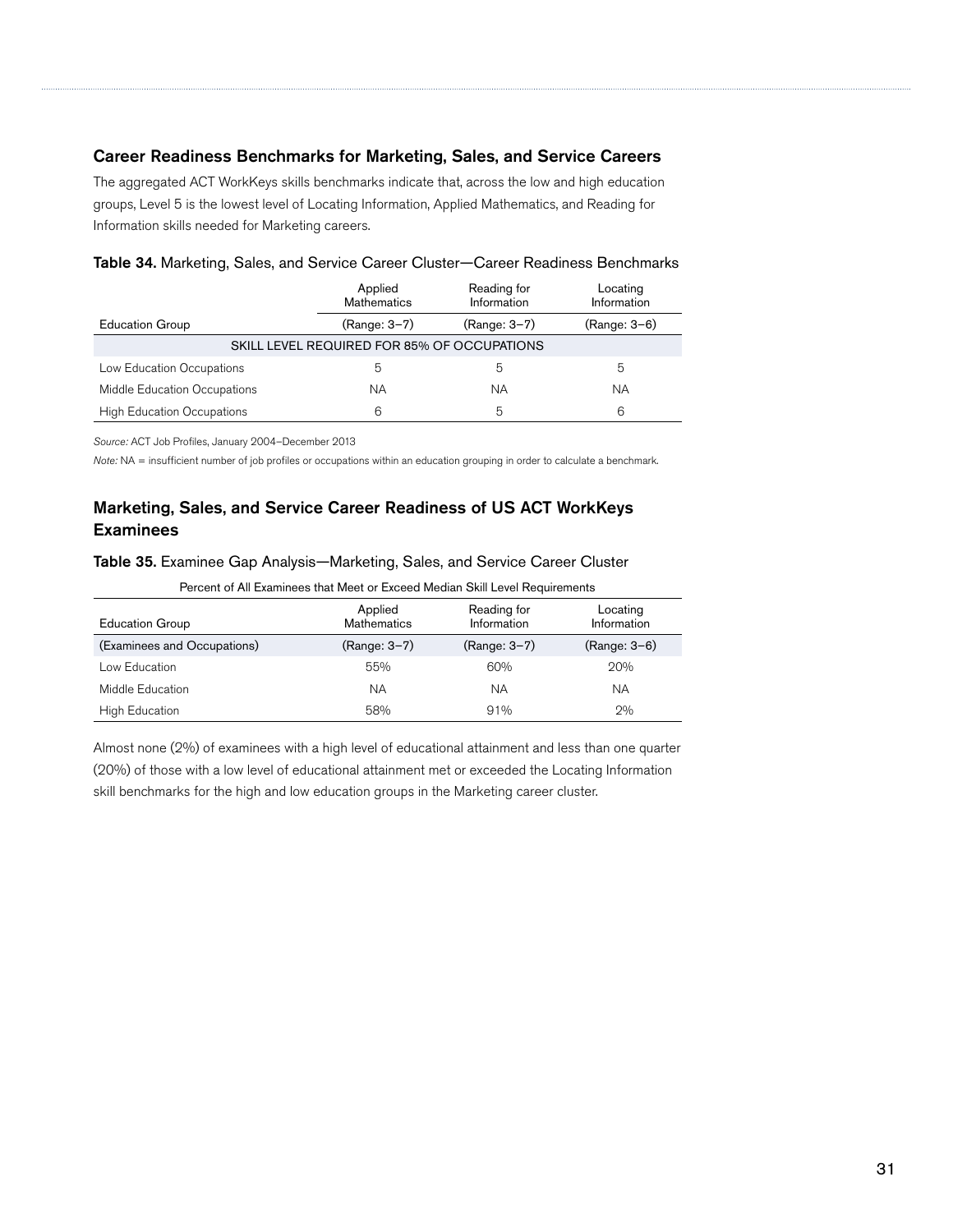## Career Readiness Benchmarks for Marketing, Sales, and Service Careers

The aggregated ACT WorkKeys skills benchmarks indicate that, across the low and high education groups, Level 5 is the lowest level of Locating Information, Applied Mathematics, and Reading for Information skills needed for Marketing careers.

**Table 34.** Marketing, Sales, and Service Career Cluster—Career Readiness Benchmarks

| | Applied Mathematics | Reading for Information | Locating Information |
|---|---|---|---|
| Education Group | (Range: 3–7) | (Range: 3–7) | (Range: 3–6) |
| SKILL LEVEL REQUIRED FOR 85% OF OCCUPATIONS | | | |
| Low Education Occupations | 5 | 5 | 5 |
| Middle Education Occupations | NA | NA | NA |
| High Education Occupations | 6 | 5 | 6 |

*Source:* ACT Job Profiles, January 2004–December 2013

*Note:* NA = insufficient number of job profiles or occupations within an education grouping in order to calculate a benchmark.

## Marketing, Sales, and Service Career Readiness of US ACT WorkKeys Examinees

**Table 35.** Examinee Gap Analysis—Marketing, Sales, and Service Career Cluster

| Percent of All Examinees that Meet or Exceed Median Skill Level Requirements | | | |
|---|---|---|---|
| Education Group | Applied Mathematics | Reading for Information | Locating Information |
| (Examinees and Occupations) | (Range: 3–7) | (Range: 3–7) | (Range: 3–6) |
| Low Education | 55% | 60% | 20% |
| Middle Education | NA | NA | NA |
| High Education | 58% | 91% | 2% |

Almost none (2%) of examinees with a high level of educational attainment and less than one quarter (20%) of those with a low level of educational attainment met or exceeded the Locating Information skill benchmarks for the high and low education groups in the Marketing career cluster.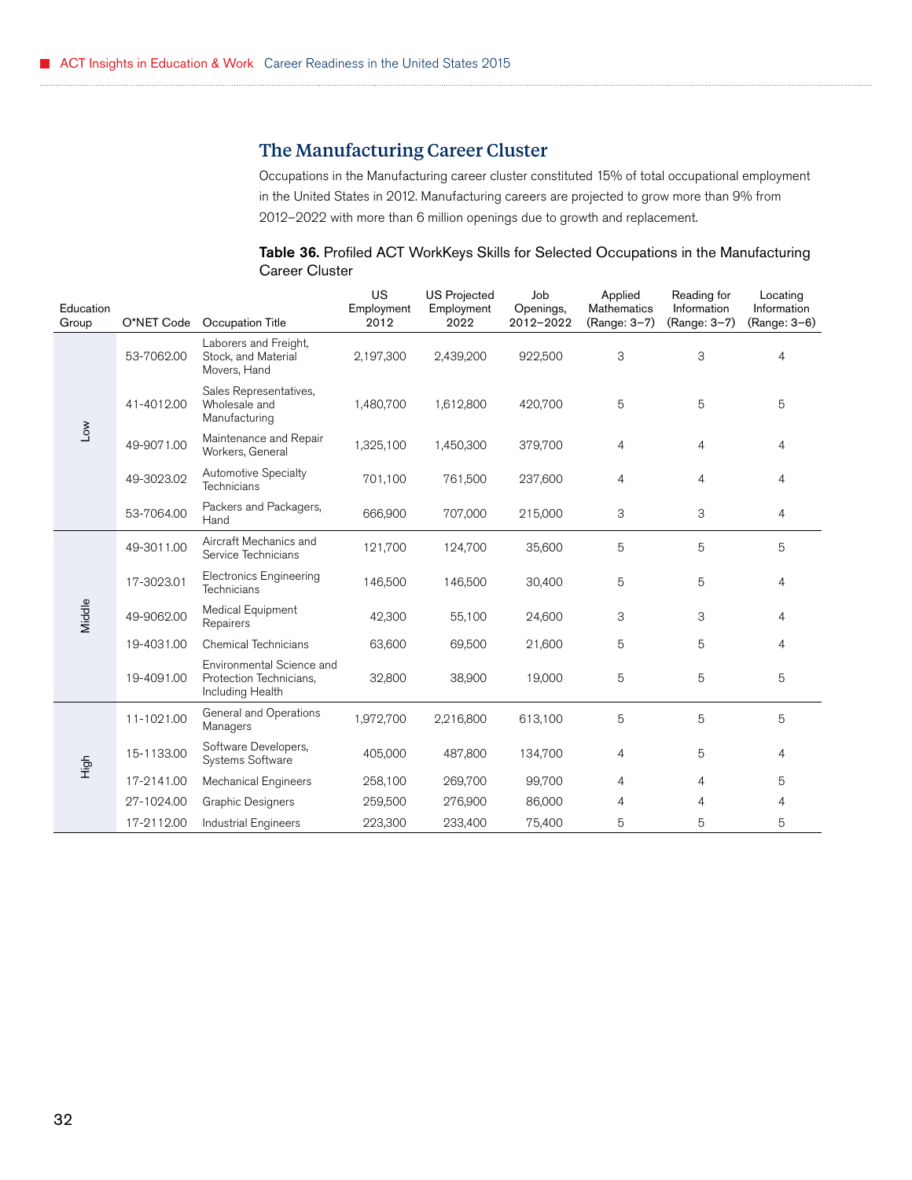## The Manufacturing Career Cluster

Occupations in the Manufacturing career cluster constituted 15% of total occupational employment in the United States in 2012. Manufacturing careers are projected to grow more than 9% from 2012–2022 with more than 6 million openings due to growth and replacement.

**Table 36.** Profiled ACT WorkKeys Skills for Selected Occupations in the Manufacturing Career Cluster

| Education Group | O*NET Code | Occupation Title | US Employment 2012 | US Projected Employment 2022 | Job Openings, 2012–2022 | Applied Mathematics (Range: 3–7) | Reading for Information (Range: 3–7) | Locating Information (Range: 3–6) |
|---|---|---|---|---|---|---|---|---|
| Low | 53-7062.00 | Laborers and Freight, Stock, and Material Movers, Hand | 2,197,300 | 2,439,200 | 922,500 | 3 | 3 | 4 |
| | 41-4012.00 | Sales Representatives, Wholesale and Manufacturing | 1,480,700 | 1,612,800 | 420,700 | 5 | 5 | 5 |
| | 49-9071.00 | Maintenance and Repair Workers, General | 1,325,100 | 1,450,300 | 379,700 | 4 | 4 | 4 |
| | 49-3023.02 | Automotive Specialty Technicians | 701,100 | 761,500 | 237,600 | 4 | 4 | 4 |
| | 53-7064.00 | Packers and Packagers, Hand | 666,900 | 707,000 | 215,000 | 3 | 3 | 4 |
| Middle | 49-3011.00 | Aircraft Mechanics and Service Technicians | 121,700 | 124,700 | 35,600 | 5 | 5 | 5 |
| | 17-3023.01 | Electronics Engineering Technicians | 146,500 | 146,500 | 30,400 | 5 | 5 | 4 |
| | 49-9062.00 | Medical Equipment Repairers | 42,300 | 55,100 | 24,600 | 3 | 3 | 4 |
| | 19-4031.00 | Chemical Technicians | 63,600 | 69,500 | 21,600 | 5 | 5 | 4 |
| | 19-4091.00 | Environmental Science and Protection Technicians, Including Health | 32,800 | 38,900 | 19,000 | 5 | 5 | 5 |
| High | 11-1021.00 | General and Operations Managers | 1,972,700 | 2,216,800 | 613,100 | 5 | 5 | 5 |
| | 15-1133.00 | Software Developers, Systems Software | 405,000 | 487,800 | 134,700 | 4 | 5 | 4 |
| | 17-2141.00 | Mechanical Engineers | 258,100 | 269,700 | 99,700 | 4 | 4 | 5 |
| | 27-1024.00 | Graphic Designers | 259,500 | 276,900 | 86,000 | 4 | 4 | 4 |
| | 17-2112.00 | Industrial Engineers | 223,300 | 233,400 | 75,400 | 5 | 5 | 5 |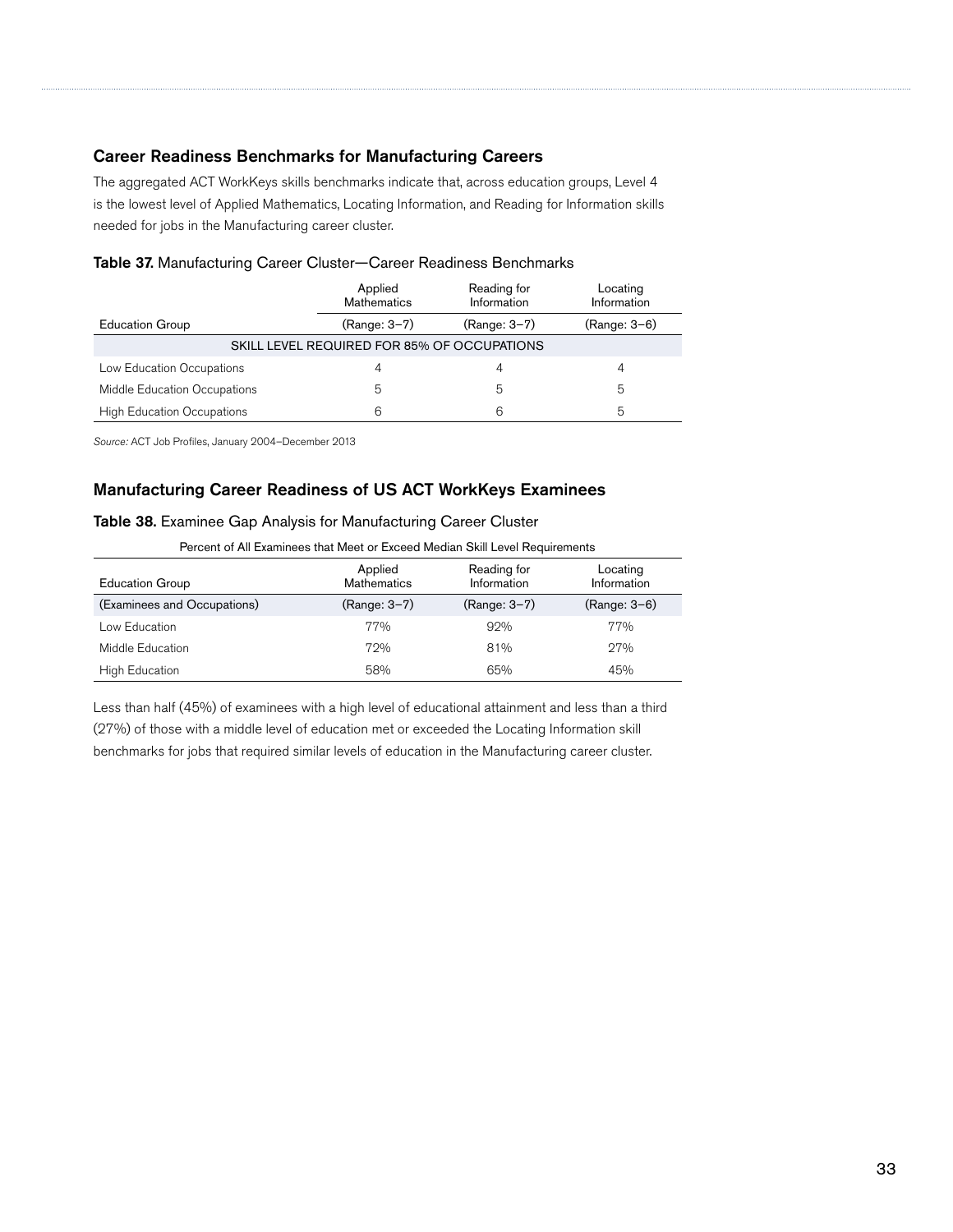### Career Readiness Benchmarks for Manufacturing Careers

The aggregated ACT WorkKeys skills benchmarks indicate that, across education groups, Level 4 is the lowest level of Applied Mathematics, Locating Information, and Reading for Information skills needed for jobs in the Manufacturing career cluster.

**Table 37.** Manufacturing Career Cluster—Career Readiness Benchmarks

| Education Group | Applied Mathematics (Range: 3–7) | Reading for Information (Range: 3–7) | Locating Information (Range: 3–6) |
|---|---|---|---|
| SKILL LEVEL REQUIRED FOR 85% OF OCCUPATIONS | | | |
| Low Education Occupations | 4 | 4 | 4 |
| Middle Education Occupations | 5 | 5 | 5 |
| High Education Occupations | 6 | 6 | 5 |

*Source:* ACT Job Profiles, January 2004–December 2013

### Manufacturing Career Readiness of US ACT WorkKeys Examinees

**Table 38.** Examinee Gap Analysis for Manufacturing Career Cluster

| Percent of All Examinees that Meet or Exceed Median Skill Level Requirements | | | |
|---|---|---|---|
| Education Group (Examinees and Occupations) | Applied Mathematics (Range: 3–7) | Reading for Information (Range: 3–7) | Locating Information (Range: 3–6) |
| Low Education | 77% | 92% | 77% |
| Middle Education | 72% | 81% | 27% |
| High Education | 58% | 65% | 45% |

Less than half (45%) of examinees with a high level of educational attainment and less than a third (27%) of those with a middle level of education met or exceeded the Locating Information skill benchmarks for jobs that required similar levels of education in the Manufacturing career cluster.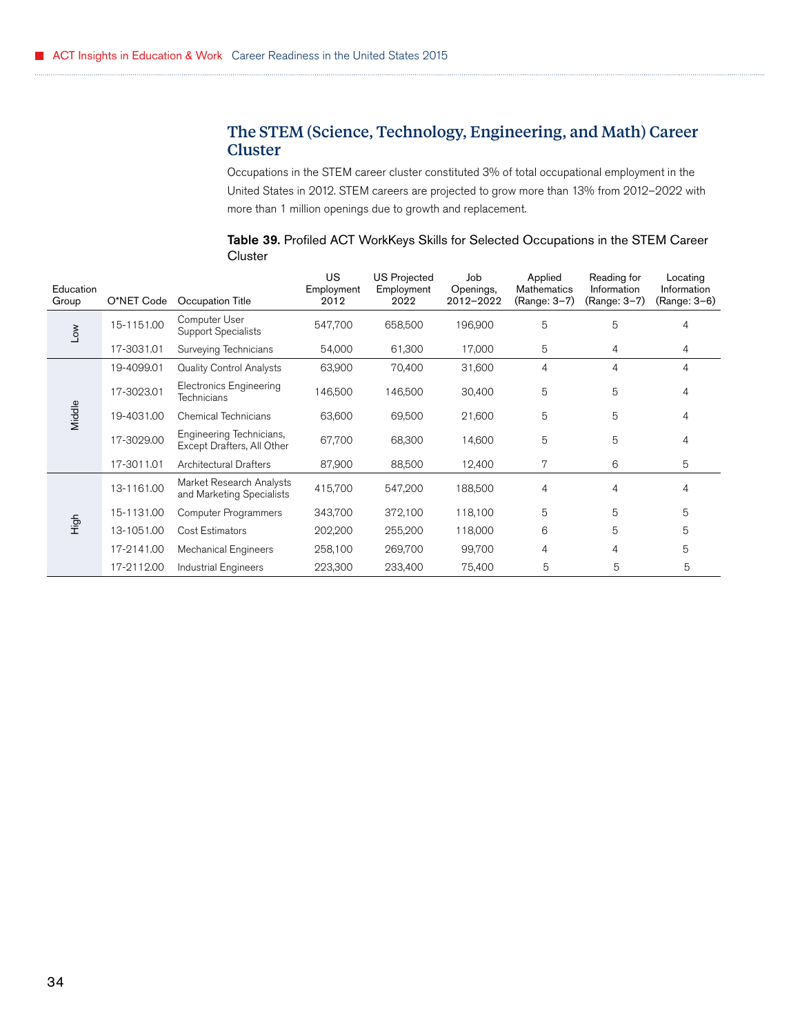## The STEM (Science, Technology, Engineering, and Math) Career Cluster

Occupations in the STEM career cluster constituted 3% of total occupational employment in the United States in 2012. STEM careers are projected to grow more than 13% from 2012–2022 with more than 1 million openings due to growth and replacement.

**Table 39.** Profiled ACT WorkKeys Skills for Selected Occupations in the STEM Career Cluster

| Education Group | O*NET Code | Occupation Title | US Employment 2012 | US Projected Employment 2022 | Job Openings, 2012–2022 | Applied Mathematics (Range: 3–7) | Reading for Information (Range: 3–7) | Locating Information (Range: 3–6) |
|---|---|---|---|---|---|---|---|---|
| Low | 15-1151.00 | Computer User Support Specialists | 547,700 | 658,500 | 196,900 | 5 | 5 | 4 |
| | 17-3031.01 | Surveying Technicians | 54,000 | 61,300 | 17,000 | 5 | 4 | 4 |
| Middle | 19-4099.01 | Quality Control Analysts | 63,900 | 70,400 | 31,600 | 4 | 4 | 4 |
| | 17-3023.01 | Electronics Engineering Technicians | 146,500 | 146,500 | 30,400 | 5 | 5 | 4 |
| | 19-4031.00 | Chemical Technicians | 63,600 | 69,500 | 21,600 | 5 | 5 | 4 |
| | 17-3029.00 | Engineering Technicians, Except Drafters, All Other | 67,700 | 68,300 | 14,600 | 5 | 5 | 4 |
| | 17-3011.01 | Architectural Drafters | 87,900 | 88,500 | 12,400 | 7 | 6 | 5 |
| High | 13-1161.00 | Market Research Analysts and Marketing Specialists | 415,700 | 547,200 | 188,500 | 4 | 4 | 4 |
| | 15-1131.00 | Computer Programmers | 343,700 | 372,100 | 118,100 | 5 | 5 | 5 |
| | 13-1051.00 | Cost Estimators | 202,200 | 255,200 | 118,000 | 6 | 5 | 5 |
| | 17-2141.00 | Mechanical Engineers | 258,100 | 269,700 | 99,700 | 4 | 4 | 5 |
| | 17-2112.00 | Industrial Engineers | 223,300 | 233,400 | 75,400 | 5 | 5 | 5 |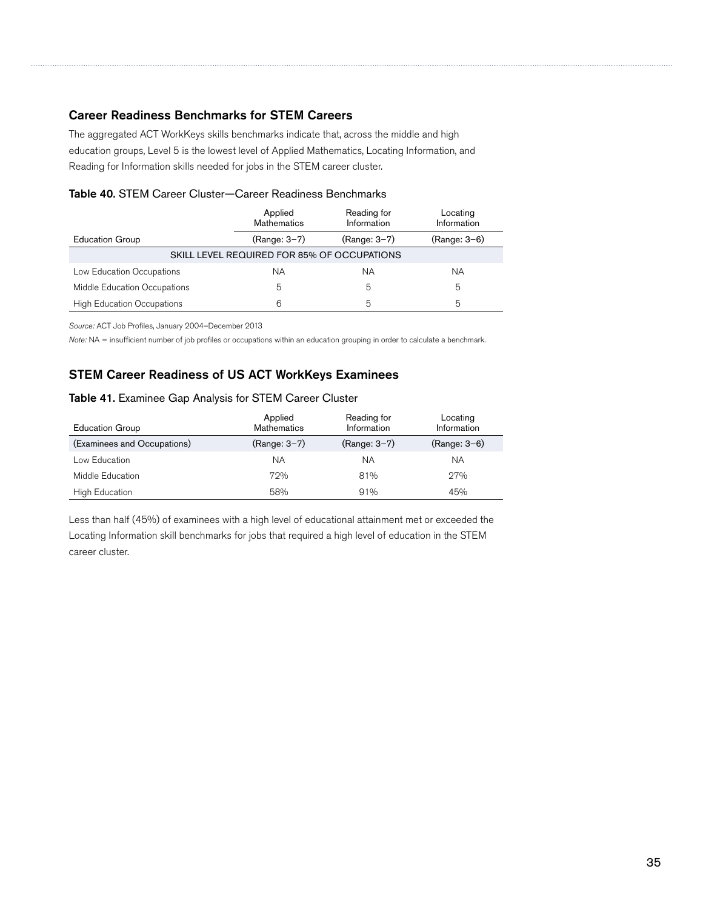## Career Readiness Benchmarks for STEM Careers

The aggregated ACT WorkKeys skills benchmarks indicate that, across the middle and high education groups, Level 5 is the lowest level of Applied Mathematics, Locating Information, and Reading for Information skills needed for jobs in the STEM career cluster.

**Table 40.** STEM Career Cluster—Career Readiness Benchmarks

| Education Group | Applied Mathematics (Range: 3–7) | Reading for Information (Range: 3–7) | Locating Information (Range: 3–6) |
|---|---|---|---|
| SKILL LEVEL REQUIRED FOR 85% OF OCCUPATIONS | | | |
| Low Education Occupations | NA | NA | NA |
| Middle Education Occupations | 5 | 5 | 5 |
| High Education Occupations | 6 | 5 | 5 |

*Source:* ACT Job Profiles, January 2004–December 2013

*Note:* NA = insufficient number of job profiles or occupations within an education grouping in order to calculate a benchmark.

## STEM Career Readiness of US ACT WorkKeys Examinees

**Table 41.** Examinee Gap Analysis for STEM Career Cluster

| Education Group (Examinees and Occupations) | Applied Mathematics (Range: 3–7) | Reading for Information (Range: 3–7) | Locating Information (Range: 3–6) |
|---|---|---|---|
| Low Education | NA | NA | NA |
| Middle Education | 72% | 81% | 27% |
| High Education | 58% | 91% | 45% |

Less than half (45%) of examinees with a high level of educational attainment met or exceeded the Locating Information skill benchmarks for jobs that required a high level of education in the STEM career cluster.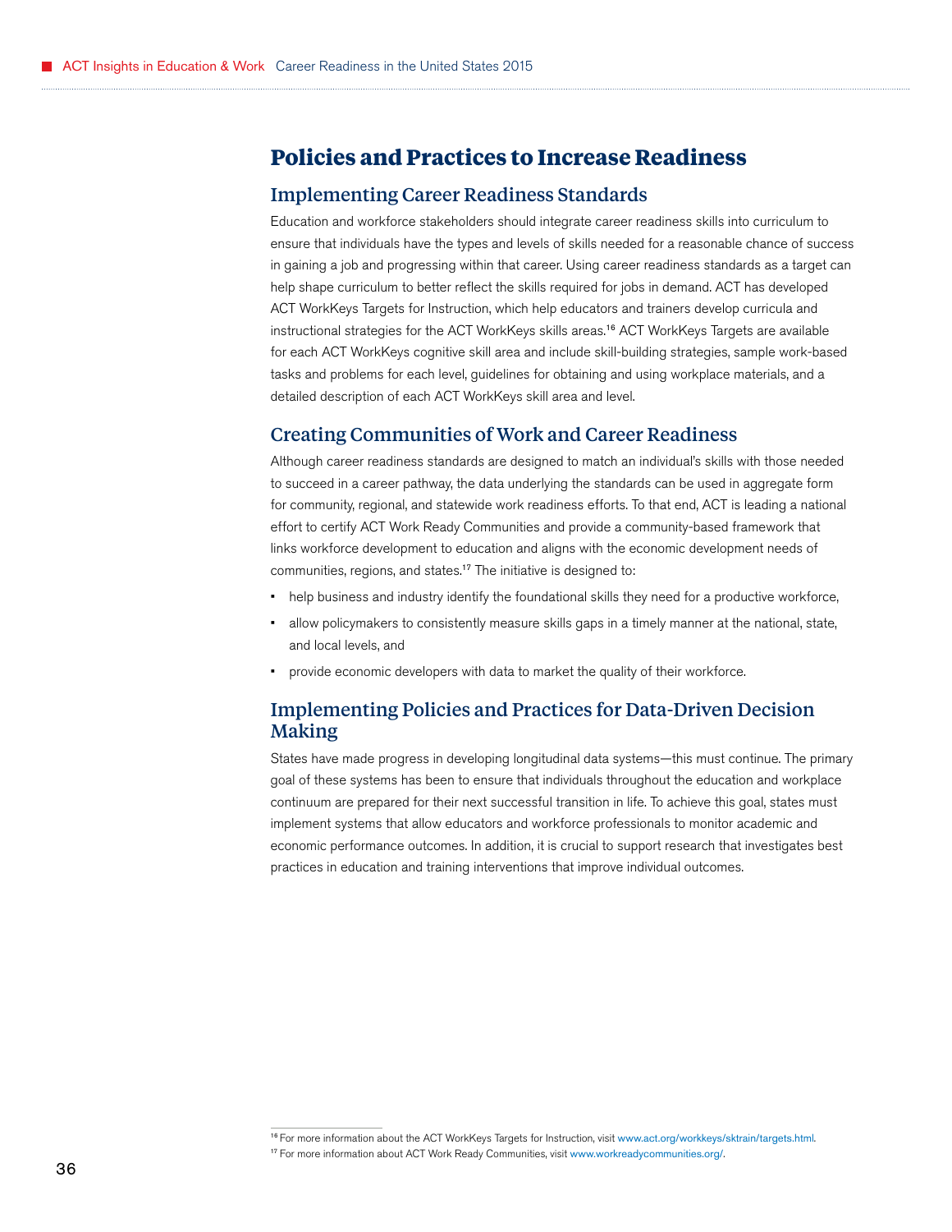# Policies and Practices to Increase Readiness

## Implementing Career Readiness Standards

Education and workforce stakeholders should integrate career readiness skills into curriculum to ensure that individuals have the types and levels of skills needed for a reasonable chance of success in gaining a job and progressing within that career. Using career readiness standards as a target can help shape curriculum to better reflect the skills required for jobs in demand. ACT has developed ACT WorkKeys Targets for Instruction, which help educators and trainers develop curricula and instructional strategies for the ACT WorkKeys skills areas.[16] ACT WorkKeys Targets are available for each ACT WorkKeys cognitive skill area and include skill-building strategies, sample work-based tasks and problems for each level, guidelines for obtaining and using workplace materials, and a detailed description of each ACT WorkKeys skill area and level.

## Creating Communities of Work and Career Readiness

Although career readiness standards are designed to match an individual's skills with those needed to succeed in a career pathway, the data underlying the standards can be used in aggregate form for community, regional, and statewide work readiness efforts. To that end, ACT is leading a national effort to certify ACT Work Ready Communities and provide a community-based framework that links workforce development to education and aligns with the economic development needs of communities, regions, and states.[17] The initiative is designed to:

- help business and industry identify the foundational skills they need for a productive workforce,
- allow policymakers to consistently measure skills gaps in a timely manner at the national, state, and local levels, and
- provide economic developers with data to market the quality of their workforce.

## Implementing Policies and Practices for Data-Driven Decision Making

States have made progress in developing longitudinal data systems—this must continue. The primary goal of these systems has been to ensure that individuals throughout the education and workplace continuum are prepared for their next successful transition in life. To achieve this goal, states must implement systems that allow educators and workforce professionals to monitor academic and economic performance outcomes. In addition, it is crucial to support research that investigates best practices in education and training interventions that improve individual outcomes.

---

[16] For more information about the ACT WorkKeys Targets for Instruction, visit www.act.org/workkeys/sktrain/targets.html.

[17] For more information about ACT Work Ready Communities, visit www.workreadycommunities.org/.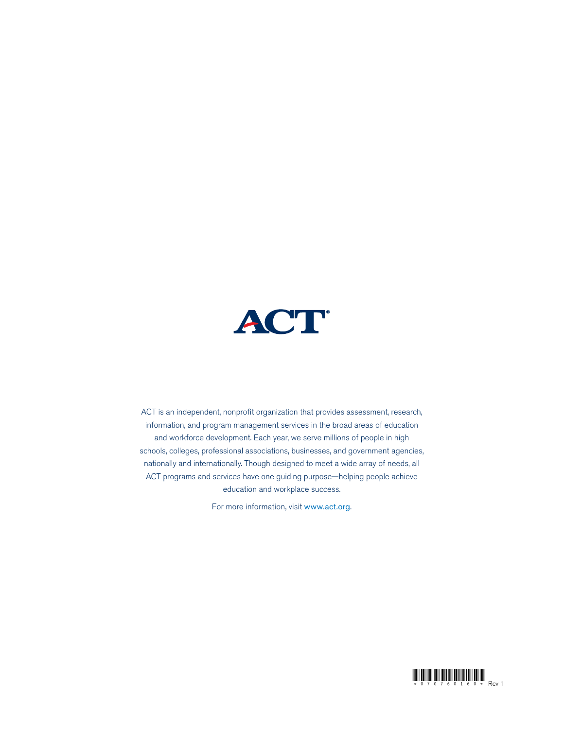ACT®

ACT is an independent, nonprofit organization that provides assessment, research, information, and program management services in the broad areas of education and workforce development. Each year, we serve millions of people in high schools, colleges, professional associations, businesses, and government agencies, nationally and internationally. Though designed to meet a wide array of needs, all ACT programs and services have one guiding purpose—helping people achieve education and workplace success.

For more information, visit www.act.org.

*070760160* Rev 1